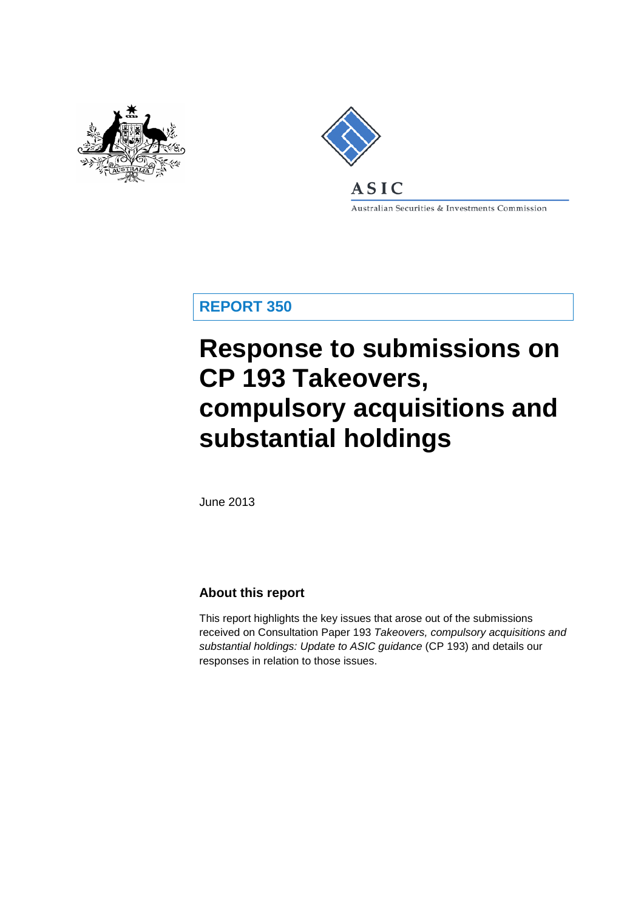ASIC

Australian Securities & Investments Commission

**REPORT 350**

# Response to submissions on CP 193 Takeovers, compulsory acquisitions and substantial holdings

June 2013

## About this report

This report highlights the key issues that arose out of the submissions received on Consultation Paper 193 *Takeovers, compulsory acquisitions and substantial holdings: Update to ASIC guidance* (CP 193) and details our responses in relation to those issues.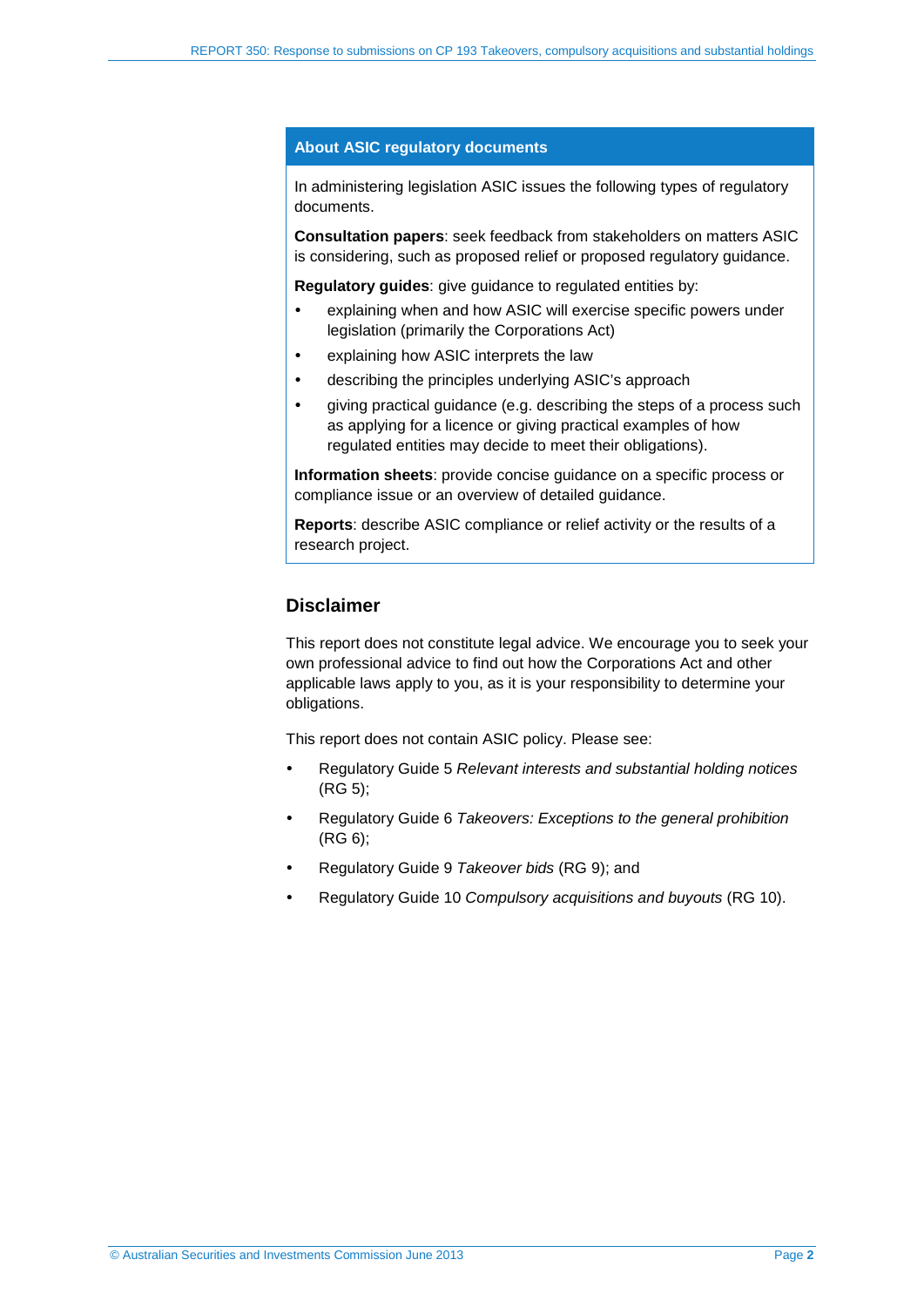## About ASIC regulatory documents

In administering legislation ASIC issues the following types of regulatory documents.

**Consultation papers**: seek feedback from stakeholders on matters ASIC is considering, such as proposed relief or proposed regulatory guidance.

**Regulatory guides**: give guidance to regulated entities by:

- explaining when and how ASIC will exercise specific powers under legislation (primarily the Corporations Act)
- explaining how ASIC interprets the law
- describing the principles underlying ASIC's approach
- giving practical guidance (e.g. describing the steps of a process such as applying for a licence or giving practical examples of how regulated entities may decide to meet their obligations).

**Information sheets**: provide concise guidance on a specific process or compliance issue or an overview of detailed guidance.

**Reports**: describe ASIC compliance or relief activity or the results of a research project.

## Disclaimer

This report does not constitute legal advice. We encourage you to seek your own professional advice to find out how the Corporations Act and other applicable laws apply to you, as it is your responsibility to determine your obligations.

This report does not contain ASIC policy. Please see:

- Regulatory Guide 5 *Relevant interests and substantial holding notices* (RG 5);
- Regulatory Guide 6 *Takeovers: Exceptions to the general prohibition* (RG 6);
- Regulatory Guide 9 *Takeover bids* (RG 9); and
- Regulatory Guide 10 *Compulsory acquisitions and buyouts* (RG 10).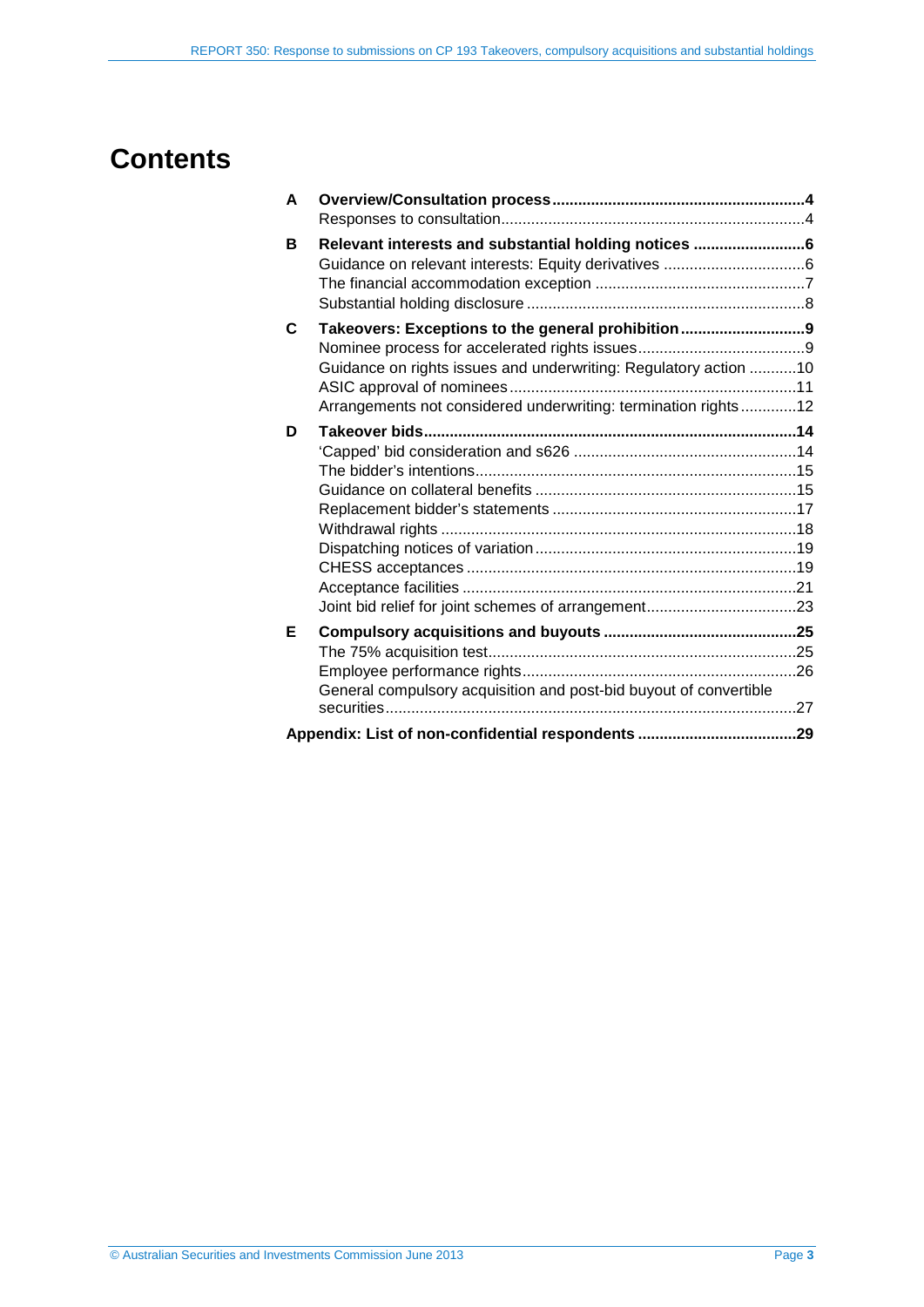# Contents

| | | |
|---|---|---|
| **A** | **Overview/Consultation process** | **4** |
| | Responses to consultation | 4 |
| **B** | **Relevant interests and substantial holding notices** | **6** |
| | Guidance on relevant interests: Equity derivatives | 6 |
| | The financial accommodation exception | 7 |
| | Substantial holding disclosure | 8 |
| **C** | **Takeovers: Exceptions to the general prohibition** | **9** |
| | Nominee process for accelerated rights issues | 9 |
| | Guidance on rights issues and underwriting: Regulatory action | 10 |
| | ASIC approval of nominees | 11 |
| | Arrangements not considered underwriting: termination rights | 12 |
| **D** | **Takeover bids** | **14** |
| | 'Capped' bid consideration and s626 | 14 |
| | The bidder's intentions | 15 |
| | Guidance on collateral benefits | 15 |
| | Replacement bidder's statements | 17 |
| | Withdrawal rights | 18 |
| | Dispatching notices of variation | 19 |
| | CHESS acceptances | 19 |
| | Acceptance facilities | 21 |
| | Joint bid relief for joint schemes of arrangement | 23 |
| **E** | **Compulsory acquisitions and buyouts** | **25** |
| | The 75% acquisition test | 25 |
| | Employee performance rights | 26 |
| | General compulsory acquisition and post-bid buyout of convertible securities | 27 |
| **Appendix: List of non-confidential respondents** | | **29** |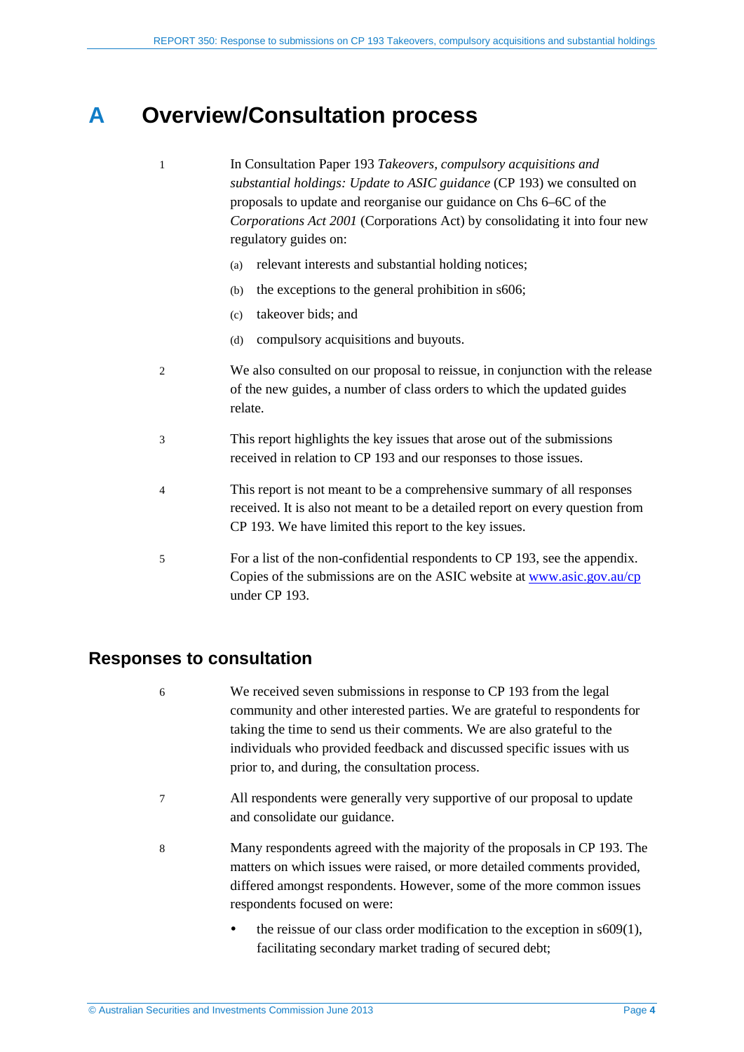# A Overview/Consultation process

1 In Consultation Paper 193 *Takeovers, compulsory acquisitions and substantial holdings: Update to ASIC guidance* (CP 193) we consulted on proposals to update and reorganise our guidance on Chs 6–6C of the *Corporations Act 2001* (Corporations Act) by consolidating it into four new regulatory guides on:

(a) relevant interests and substantial holding notices;

(b) the exceptions to the general prohibition in s606;

(c) takeover bids; and

(d) compulsory acquisitions and buyouts.

2 We also consulted on our proposal to reissue, in conjunction with the release of the new guides, a number of class orders to which the updated guides relate.

3 This report highlights the key issues that arose out of the submissions received in relation to CP 193 and our responses to those issues.

4 This report is not meant to be a comprehensive summary of all responses received. It is also not meant to be a detailed report on every question from CP 193. We have limited this report to the key issues.

5 For a list of the non-confidential respondents to CP 193, see the appendix. Copies of the submissions are on the ASIC website at www.asic.gov.au/cp under CP 193.

## Responses to consultation

6 We received seven submissions in response to CP 193 from the legal community and other interested parties. We are grateful to respondents for taking the time to send us their comments. We are also grateful to the individuals who provided feedback and discussed specific issues with us prior to, and during, the consultation process.

7 All respondents were generally very supportive of our proposal to update and consolidate our guidance.

8 Many respondents agreed with the majority of the proposals in CP 193. The matters on which issues were raised, or more detailed comments provided, differed amongst respondents. However, some of the more common issues respondents focused on were:

- the reissue of our class order modification to the exception in s609(1), facilitating secondary market trading of secured debt;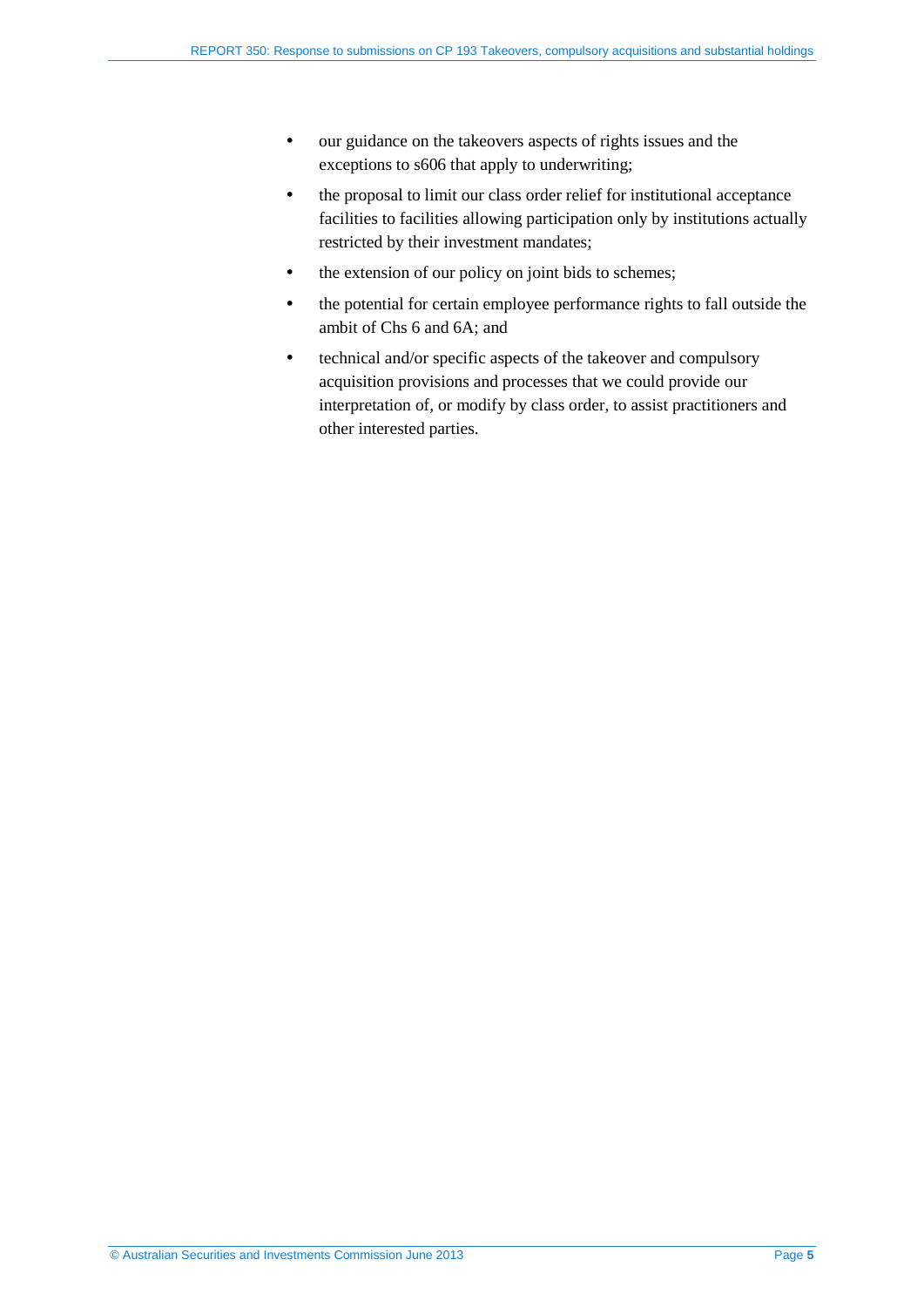- our guidance on the takeovers aspects of rights issues and the exceptions to s606 that apply to underwriting;
- the proposal to limit our class order relief for institutional acceptance facilities to facilities allowing participation only by institutions actually restricted by their investment mandates;
- the extension of our policy on joint bids to schemes;
- the potential for certain employee performance rights to fall outside the ambit of Chs 6 and 6A; and
- technical and/or specific aspects of the takeover and compulsory acquisition provisions and processes that we could provide our interpretation of, or modify by class order, to assist practitioners and other interested parties.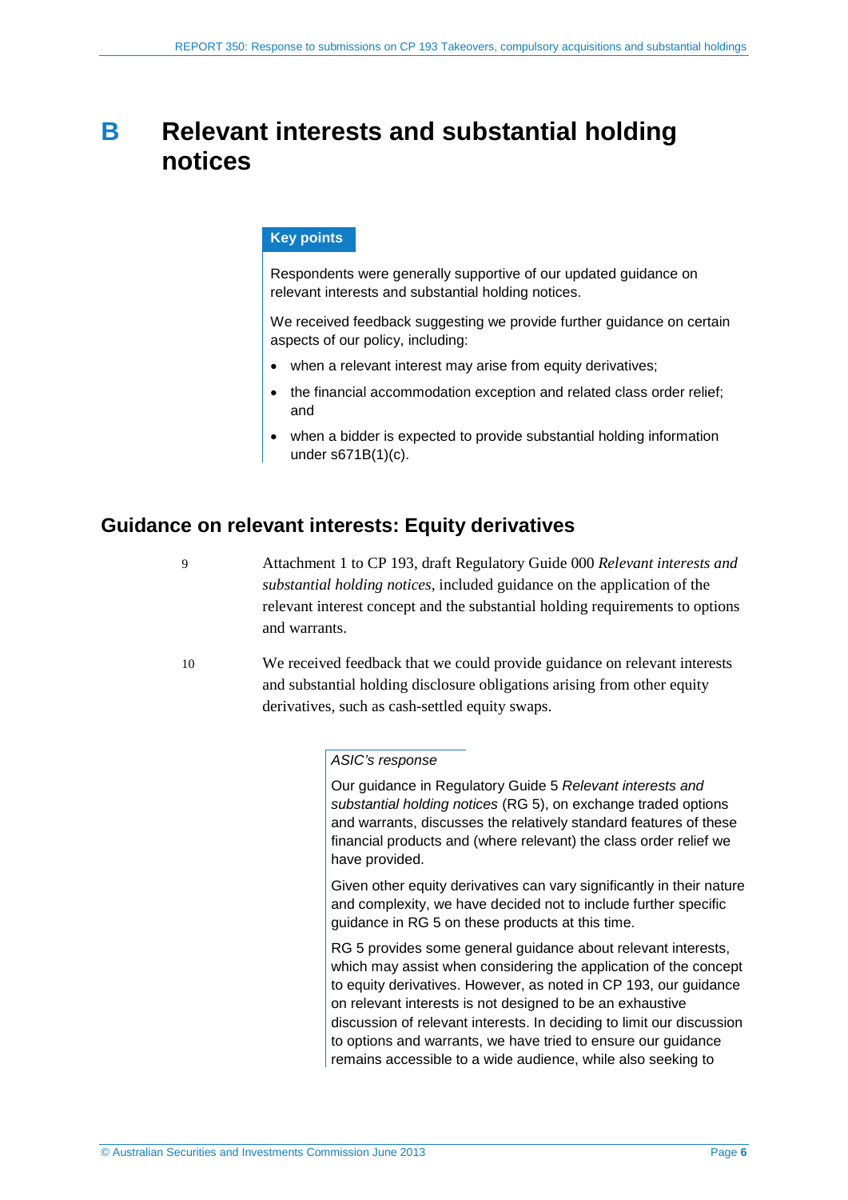# B Relevant interests and substantial holding notices

**Key points**

Respondents were generally supportive of our updated guidance on relevant interests and substantial holding notices.

We received feedback suggesting we provide further guidance on certain aspects of our policy, including:

- when a relevant interest may arise from equity derivatives;
- the financial accommodation exception and related class order relief; and
- when a bidder is expected to provide substantial holding information under s671B(1)(c).

## Guidance on relevant interests: Equity derivatives

9 Attachment 1 to CP 193, draft Regulatory Guide 000 *Relevant interests and substantial holding notices*, included guidance on the application of the relevant interest concept and the substantial holding requirements to options and warrants.

10 We received feedback that we could provide guidance on relevant interests and substantial holding disclosure obligations arising from other equity derivatives, such as cash-settled equity swaps.

*ASIC's response*

Our guidance in Regulatory Guide 5 *Relevant interests and substantial holding notices* (RG 5), on exchange traded options and warrants, discusses the relatively standard features of these financial products and (where relevant) the class order relief we have provided.

Given other equity derivatives can vary significantly in their nature and complexity, we have decided not to include further specific guidance in RG 5 on these products at this time.

RG 5 provides some general guidance about relevant interests, which may assist when considering the application of the concept to equity derivatives. However, as noted in CP 193, our guidance on relevant interests is not designed to be an exhaustive discussion of relevant interests. In deciding to limit our discussion to options and warrants, we have tried to ensure our guidance remains accessible to a wide audience, while also seeking to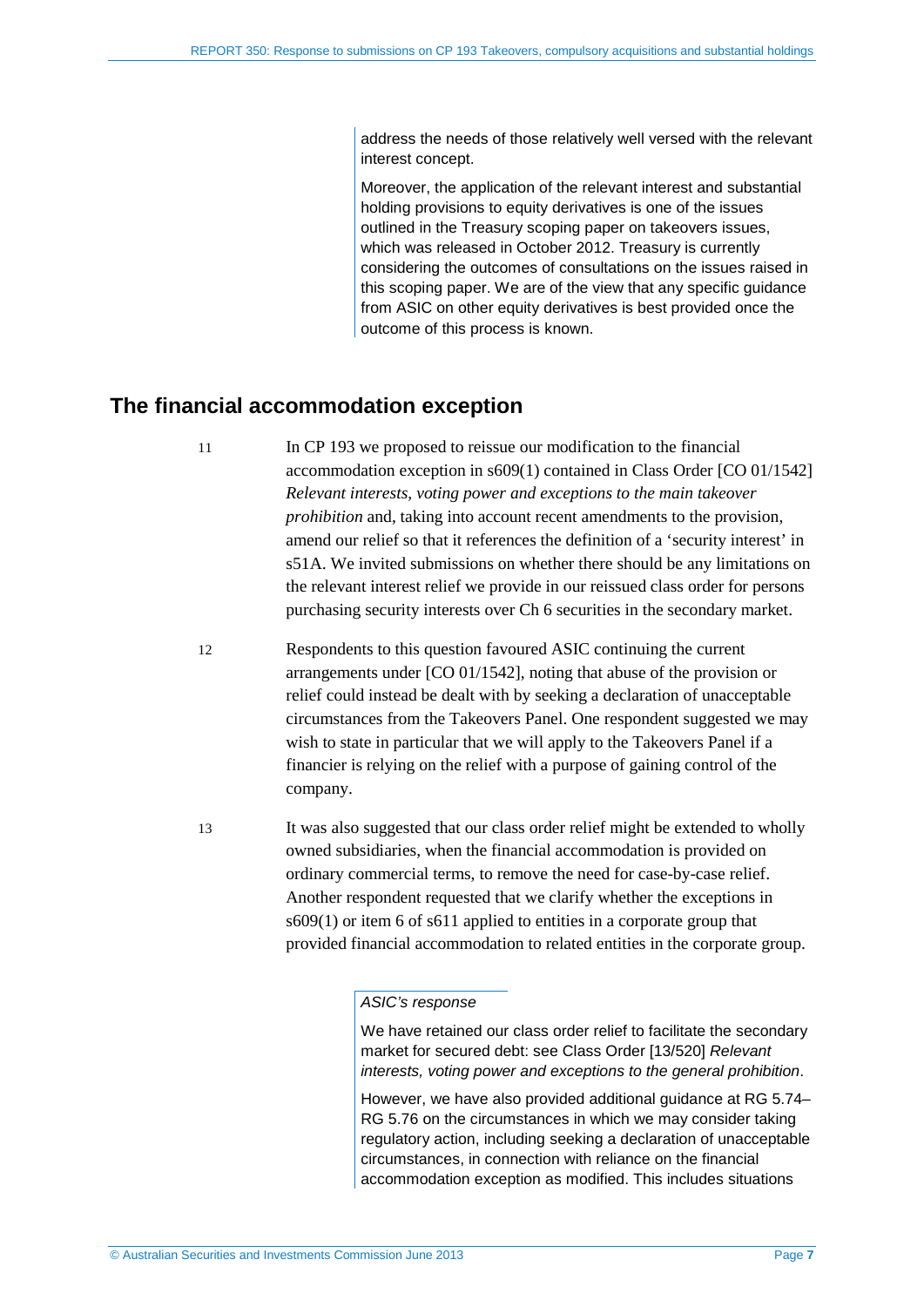address the needs of those relatively well versed with the relevant interest concept.

Moreover, the application of the relevant interest and substantial holding provisions to equity derivatives is one of the issues outlined in the Treasury scoping paper on takeovers issues, which was released in October 2012. Treasury is currently considering the outcomes of consultations on the issues raised in this scoping paper. We are of the view that any specific guidance from ASIC on other equity derivatives is best provided once the outcome of this process is known.

## The financial accommodation exception

11 In CP 193 we proposed to reissue our modification to the financial accommodation exception in s609(1) contained in Class Order [CO 01/1542] *Relevant interests, voting power and exceptions to the main takeover prohibition* and, taking into account recent amendments to the provision, amend our relief so that it references the definition of a 'security interest' in s51A. We invited submissions on whether there should be any limitations on the relevant interest relief we provide in our reissued class order for persons purchasing security interests over Ch 6 securities in the secondary market.

12 Respondents to this question favoured ASIC continuing the current arrangements under [CO 01/1542], noting that abuse of the provision or relief could instead be dealt with by seeking a declaration of unacceptable circumstances from the Takeovers Panel. One respondent suggested we may wish to state in particular that we will apply to the Takeovers Panel if a financier is relying on the relief with a purpose of gaining control of the company.

13 It was also suggested that our class order relief might be extended to wholly owned subsidiaries, when the financial accommodation is provided on ordinary commercial terms, to remove the need for case-by-case relief. Another respondent requested that we clarify whether the exceptions in s609(1) or item 6 of s611 applied to entities in a corporate group that provided financial accommodation to related entities in the corporate group.

*ASIC's response*

We have retained our class order relief to facilitate the secondary market for secured debt: see Class Order [13/520] *Relevant interests, voting power and exceptions to the general prohibition*.

However, we have also provided additional guidance at RG 5.74–RG 5.76 on the circumstances in which we may consider taking regulatory action, including seeking a declaration of unacceptable circumstances, in connection with reliance on the financial accommodation exception as modified. This includes situations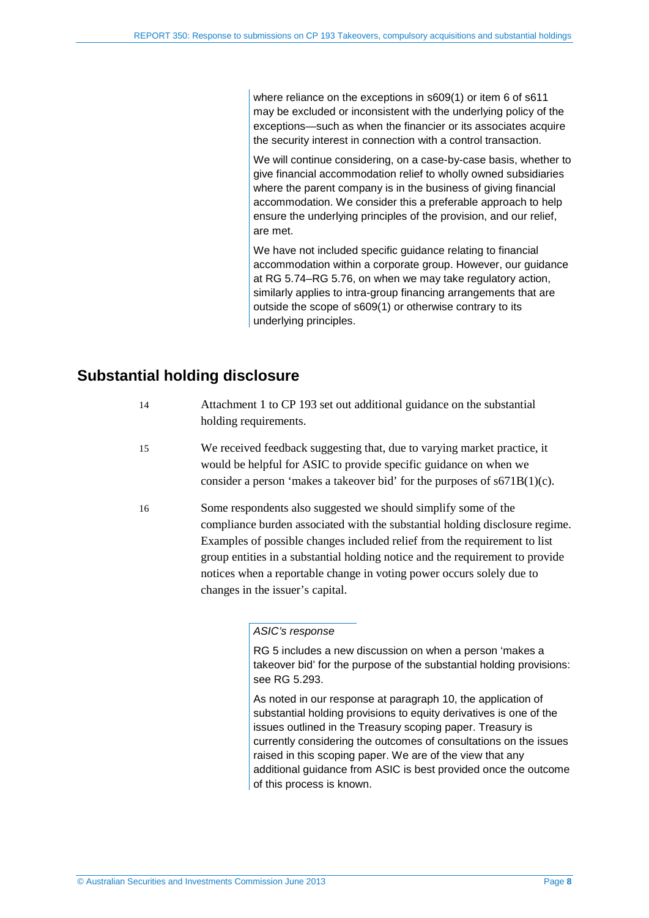where reliance on the exceptions in s609(1) or item 6 of s611 may be excluded or inconsistent with the underlying policy of the exceptions—such as when the financier or its associates acquire the security interest in connection with a control transaction.

We will continue considering, on a case-by-case basis, whether to give financial accommodation relief to wholly owned subsidiaries where the parent company is in the business of giving financial accommodation. We consider this a preferable approach to help ensure the underlying principles of the provision, and our relief, are met.

We have not included specific guidance relating to financial accommodation within a corporate group. However, our guidance at RG 5.74–RG 5.76, on when we may take regulatory action, similarly applies to intra-group financing arrangements that are outside the scope of s609(1) or otherwise contrary to its underlying principles.

## Substantial holding disclosure

14 Attachment 1 to CP 193 set out additional guidance on the substantial holding requirements.

15 We received feedback suggesting that, due to varying market practice, it would be helpful for ASIC to provide specific guidance on when we consider a person 'makes a takeover bid' for the purposes of s671B(1)(c).

16 Some respondents also suggested we should simplify some of the compliance burden associated with the substantial holding disclosure regime. Examples of possible changes included relief from the requirement to list group entities in a substantial holding notice and the requirement to provide notices when a reportable change in voting power occurs solely due to changes in the issuer's capital.

*ASIC's response*

RG 5 includes a new discussion on when a person 'makes a takeover bid' for the purpose of the substantial holding provisions: see RG 5.293.

As noted in our response at paragraph 10, the application of substantial holding provisions to equity derivatives is one of the issues outlined in the Treasury scoping paper. Treasury is currently considering the outcomes of consultations on the issues raised in this scoping paper. We are of the view that any additional guidance from ASIC is best provided once the outcome of this process is known.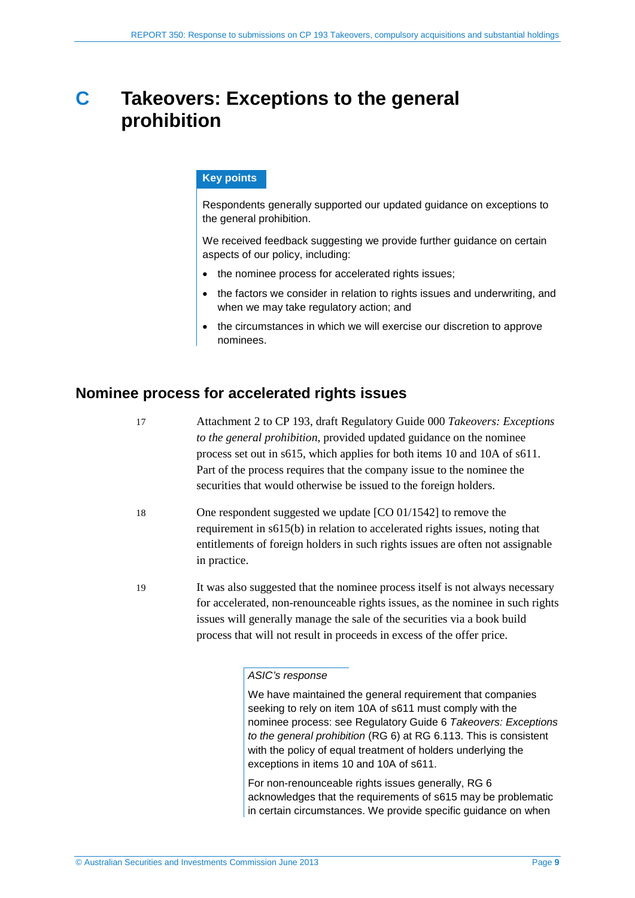# C Takeovers: Exceptions to the general prohibition

**Key points**

Respondents generally supported our updated guidance on exceptions to the general prohibition.

We received feedback suggesting we provide further guidance on certain aspects of our policy, including:

- the nominee process for accelerated rights issues;
- the factors we consider in relation to rights issues and underwriting, and when we may take regulatory action; and
- the circumstances in which we will exercise our discretion to approve nominees.

## Nominee process for accelerated rights issues

17 Attachment 2 to CP 193, draft Regulatory Guide 000 *Takeovers: Exceptions to the general prohibition*, provided updated guidance on the nominee process set out in s615, which applies for both items 10 and 10A of s611. Part of the process requires that the company issue to the nominee the securities that would otherwise be issued to the foreign holders.

18 One respondent suggested we update [CO 01/1542] to remove the requirement in s615(b) in relation to accelerated rights issues, noting that entitlements of foreign holders in such rights issues are often not assignable in practice.

19 It was also suggested that the nominee process itself is not always necessary for accelerated, non-renounceable rights issues, as the nominee in such rights issues will generally manage the sale of the securities via a book build process that will not result in proceeds in excess of the offer price.

*ASIC's response*

We have maintained the general requirement that companies seeking to rely on item 10A of s611 must comply with the nominee process: see Regulatory Guide 6 *Takeovers: Exceptions to the general prohibition* (RG 6) at RG 6.113. This is consistent with the policy of equal treatment of holders underlying the exceptions in items 10 and 10A of s611.

For non-renounceable rights issues generally, RG 6 acknowledges that the requirements of s615 may be problematic in certain circumstances. We provide specific guidance on when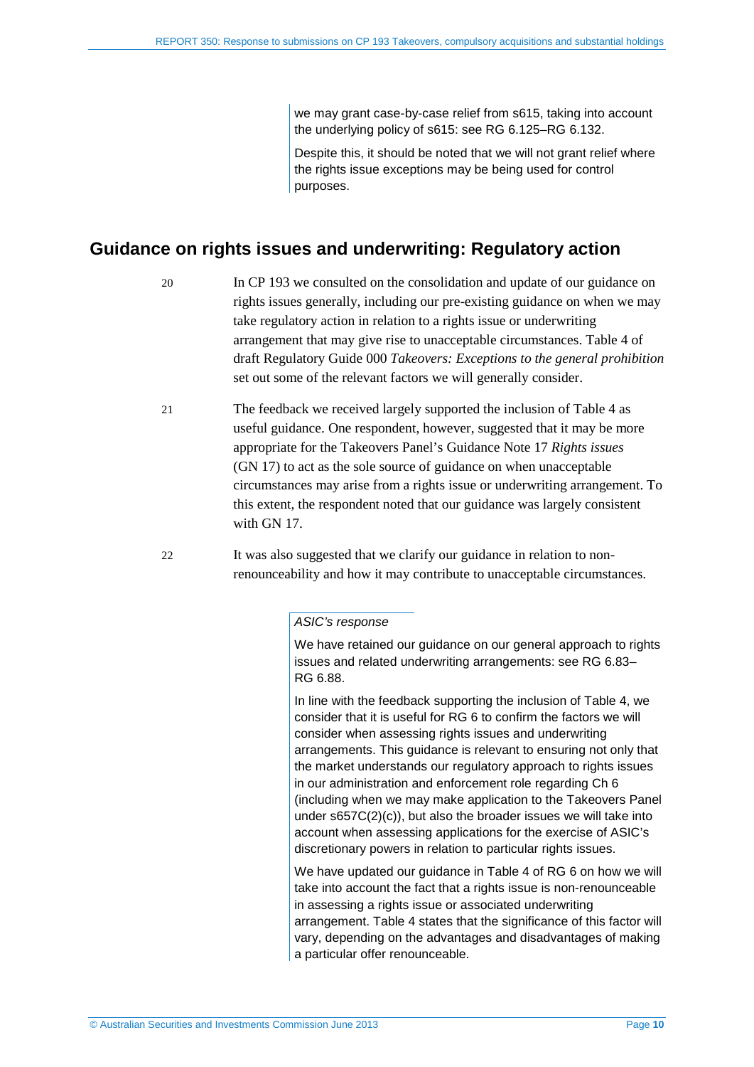we may grant case-by-case relief from s615, taking into account the underlying policy of s615: see RG 6.125–RG 6.132.

Despite this, it should be noted that we will not grant relief where the rights issue exceptions may be being used for control purposes.

## Guidance on rights issues and underwriting: Regulatory action

20 In CP 193 we consulted on the consolidation and update of our guidance on rights issues generally, including our pre-existing guidance on when we may take regulatory action in relation to a rights issue or underwriting arrangement that may give rise to unacceptable circumstances. Table 4 of draft Regulatory Guide 000 *Takeovers: Exceptions to the general prohibition* set out some of the relevant factors we will generally consider.

21 The feedback we received largely supported the inclusion of Table 4 as useful guidance. One respondent, however, suggested that it may be more appropriate for the Takeovers Panel's Guidance Note 17 *Rights issues* (GN 17) to act as the sole source of guidance on when unacceptable circumstances may arise from a rights issue or underwriting arrangement. To this extent, the respondent noted that our guidance was largely consistent with GN 17.

22 It was also suggested that we clarify our guidance in relation to non-renounceability and how it may contribute to unacceptable circumstances.

*ASIC's response*

We have retained our guidance on our general approach to rights issues and related underwriting arrangements: see RG 6.83–RG 6.88.

In line with the feedback supporting the inclusion of Table 4, we consider that it is useful for RG 6 to confirm the factors we will consider when assessing rights issues and underwriting arrangements. This guidance is relevant to ensuring not only that the market understands our regulatory approach to rights issues in our administration and enforcement role regarding Ch 6 (including when we may make application to the Takeovers Panel under s657C(2)(c)), but also the broader issues we will take into account when assessing applications for the exercise of ASIC's discretionary powers in relation to particular rights issues.

We have updated our guidance in Table 4 of RG 6 on how we will take into account the fact that a rights issue is non-renounceable in assessing a rights issue or associated underwriting arrangement. Table 4 states that the significance of this factor will vary, depending on the advantages and disadvantages of making a particular offer renounceable.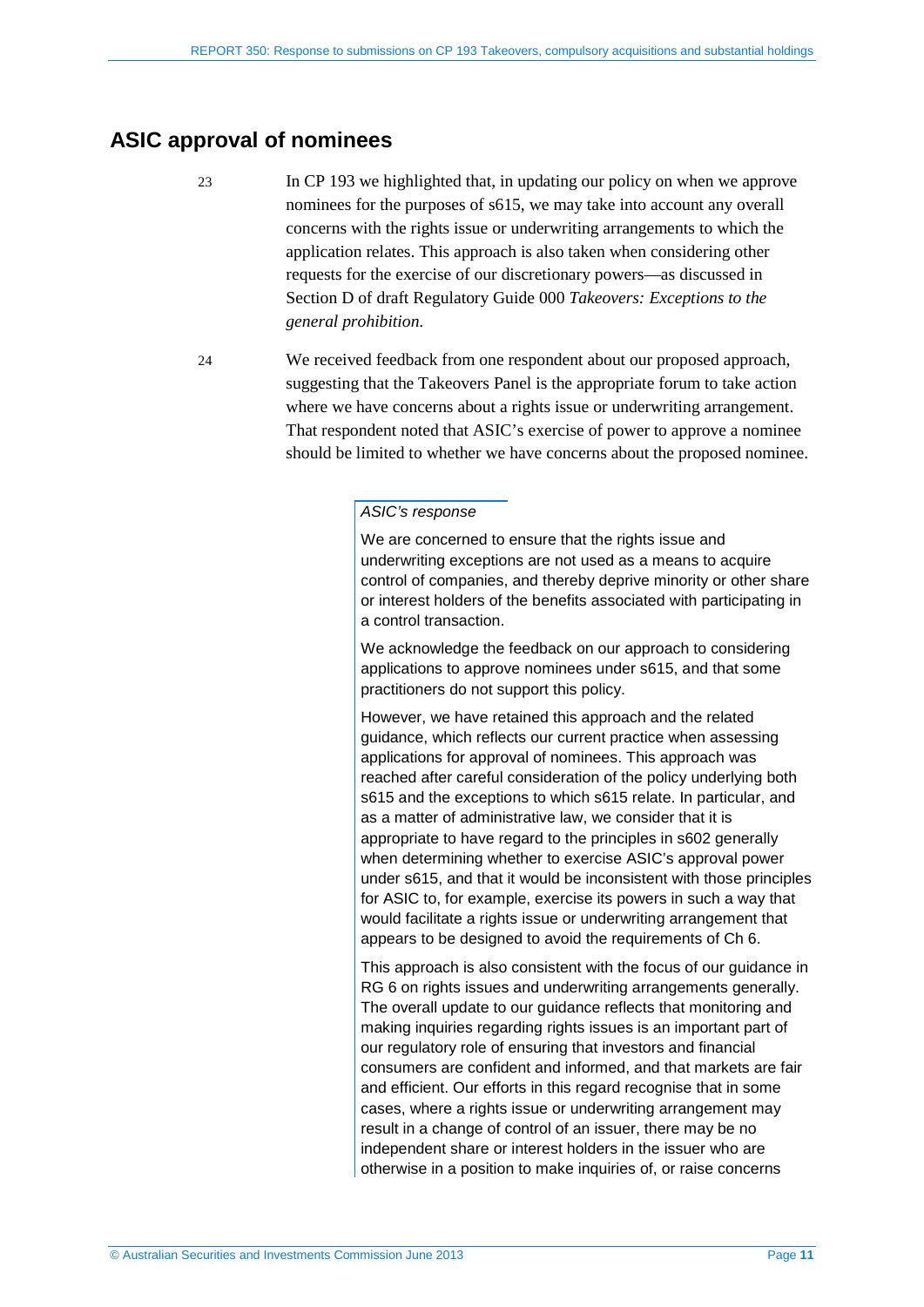## ASIC approval of nominees

23 In CP 193 we highlighted that, in updating our policy on when we approve nominees for the purposes of s615, we may take into account any overall concerns with the rights issue or underwriting arrangements to which the application relates. This approach is also taken when considering other requests for the exercise of our discretionary powers—as discussed in Section D of draft Regulatory Guide 000 *Takeovers: Exceptions to the general prohibition.*

24 We received feedback from one respondent about our proposed approach, suggesting that the Takeovers Panel is the appropriate forum to take action where we have concerns about a rights issue or underwriting arrangement. That respondent noted that ASIC's exercise of power to approve a nominee should be limited to whether we have concerns about the proposed nominee.

> *ASIC's response*
>
> We are concerned to ensure that the rights issue and underwriting exceptions are not used as a means to acquire control of companies, and thereby deprive minority or other share or interest holders of the benefits associated with participating in a control transaction.
>
> We acknowledge the feedback on our approach to considering applications to approve nominees under s615, and that some practitioners do not support this policy.
>
> However, we have retained this approach and the related guidance, which reflects our current practice when assessing applications for approval of nominees. This approach was reached after careful consideration of the policy underlying both s615 and the exceptions to which s615 relate. In particular, and as a matter of administrative law, we consider that it is appropriate to have regard to the principles in s602 generally when determining whether to exercise ASIC's approval power under s615, and that it would be inconsistent with those principles for ASIC to, for example, exercise its powers in such a way that would facilitate a rights issue or underwriting arrangement that appears to be designed to avoid the requirements of Ch 6.
>
> This approach is also consistent with the focus of our guidance in RG 6 on rights issues and underwriting arrangements generally. The overall update to our guidance reflects that monitoring and making inquiries regarding rights issues is an important part of our regulatory role of ensuring that investors and financial consumers are confident and informed, and that markets are fair and efficient. Our efforts in this regard recognise that in some cases, where a rights issue or underwriting arrangement may result in a change of control of an issuer, there may be no independent share or interest holders in the issuer who are otherwise in a position to make inquiries of, or raise concerns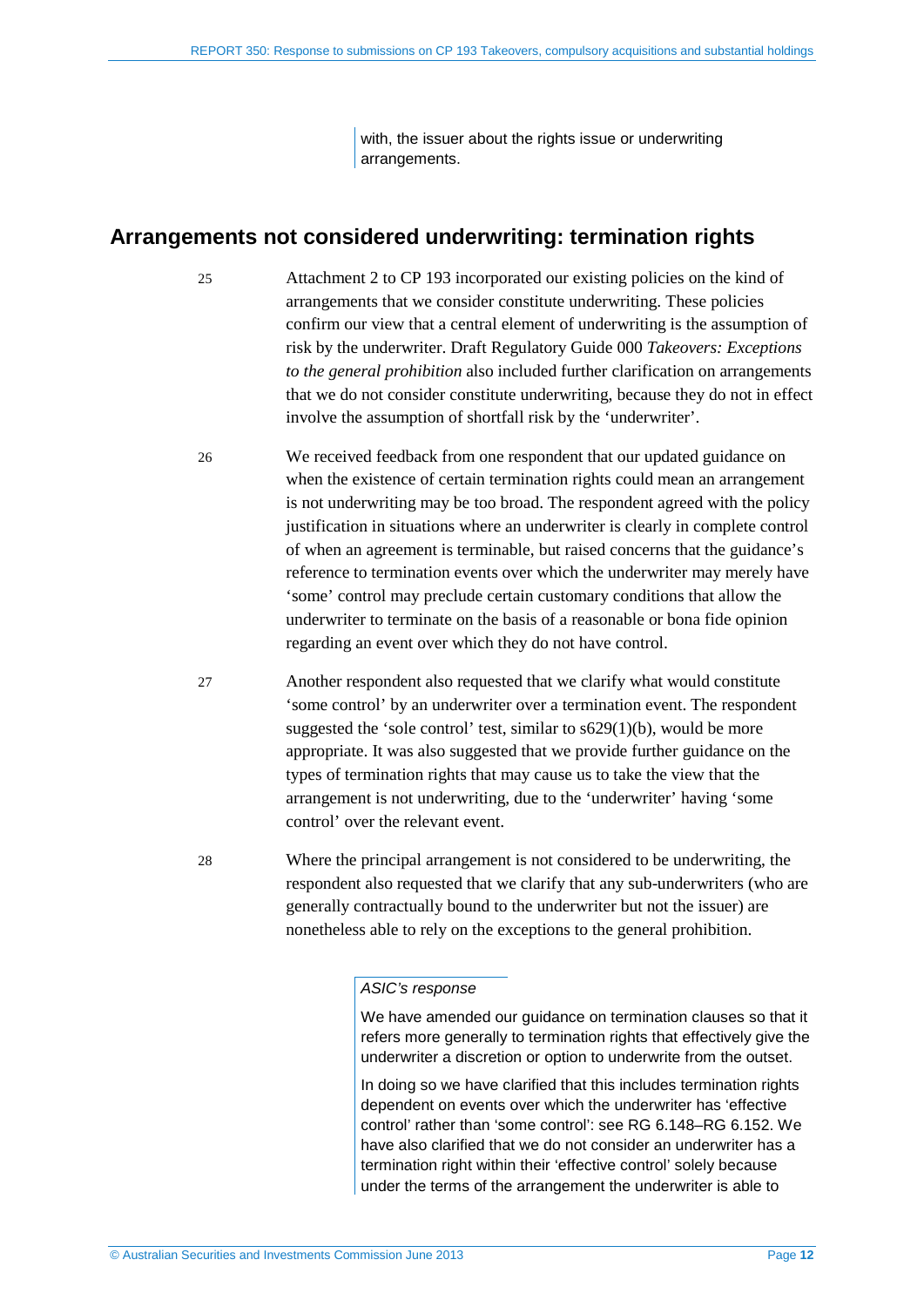with, the issuer about the rights issue or underwriting arrangements.

## Arrangements not considered underwriting: termination rights

25 Attachment 2 to CP 193 incorporated our existing policies on the kind of arrangements that we consider constitute underwriting. These policies confirm our view that a central element of underwriting is the assumption of risk by the underwriter. Draft Regulatory Guide 000 *Takeovers: Exceptions to the general prohibition* also included further clarification on arrangements that we do not consider constitute underwriting, because they do not in effect involve the assumption of shortfall risk by the 'underwriter'.

26 We received feedback from one respondent that our updated guidance on when the existence of certain termination rights could mean an arrangement is not underwriting may be too broad. The respondent agreed with the policy justification in situations where an underwriter is clearly in complete control of when an agreement is terminable, but raised concerns that the guidance's reference to termination events over which the underwriter may merely have 'some' control may preclude certain customary conditions that allow the underwriter to terminate on the basis of a reasonable or bona fide opinion regarding an event over which they do not have control.

27 Another respondent also requested that we clarify what would constitute 'some control' by an underwriter over a termination event. The respondent suggested the 'sole control' test, similar to s629(1)(b), would be more appropriate. It was also suggested that we provide further guidance on the types of termination rights that may cause us to take the view that the arrangement is not underwriting, due to the 'underwriter' having 'some control' over the relevant event.

28 Where the principal arrangement is not considered to be underwriting, the respondent also requested that we clarify that any sub-underwriters (who are generally contractually bound to the underwriter but not the issuer) are nonetheless able to rely on the exceptions to the general prohibition.

*ASIC's response*

We have amended our guidance on termination clauses so that it refers more generally to termination rights that effectively give the underwriter a discretion or option to underwrite from the outset.

In doing so we have clarified that this includes termination rights dependent on events over which the underwriter has 'effective control' rather than 'some control': see RG 6.148–RG 6.152. We have also clarified that we do not consider an underwriter has a termination right within their 'effective control' solely because under the terms of the arrangement the underwriter is able to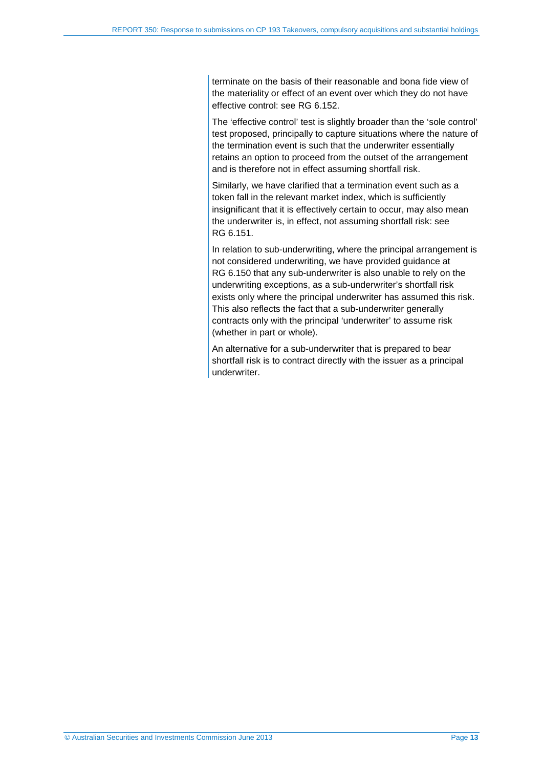terminate on the basis of their reasonable and bona fide view of the materiality or effect of an event over which they do not have effective control: see RG 6.152.

The 'effective control' test is slightly broader than the 'sole control' test proposed, principally to capture situations where the nature of the termination event is such that the underwriter essentially retains an option to proceed from the outset of the arrangement and is therefore not in effect assuming shortfall risk.

Similarly, we have clarified that a termination event such as a token fall in the relevant market index, which is sufficiently insignificant that it is effectively certain to occur, may also mean the underwriter is, in effect, not assuming shortfall risk: see RG 6.151.

In relation to sub-underwriting, where the principal arrangement is not considered underwriting, we have provided guidance at RG 6.150 that any sub-underwriter is also unable to rely on the underwriting exceptions, as a sub-underwriter's shortfall risk exists only where the principal underwriter has assumed this risk. This also reflects the fact that a sub-underwriter generally contracts only with the principal 'underwriter' to assume risk (whether in part or whole).

An alternative for a sub-underwriter that is prepared to bear shortfall risk is to contract directly with the issuer as a principal underwriter.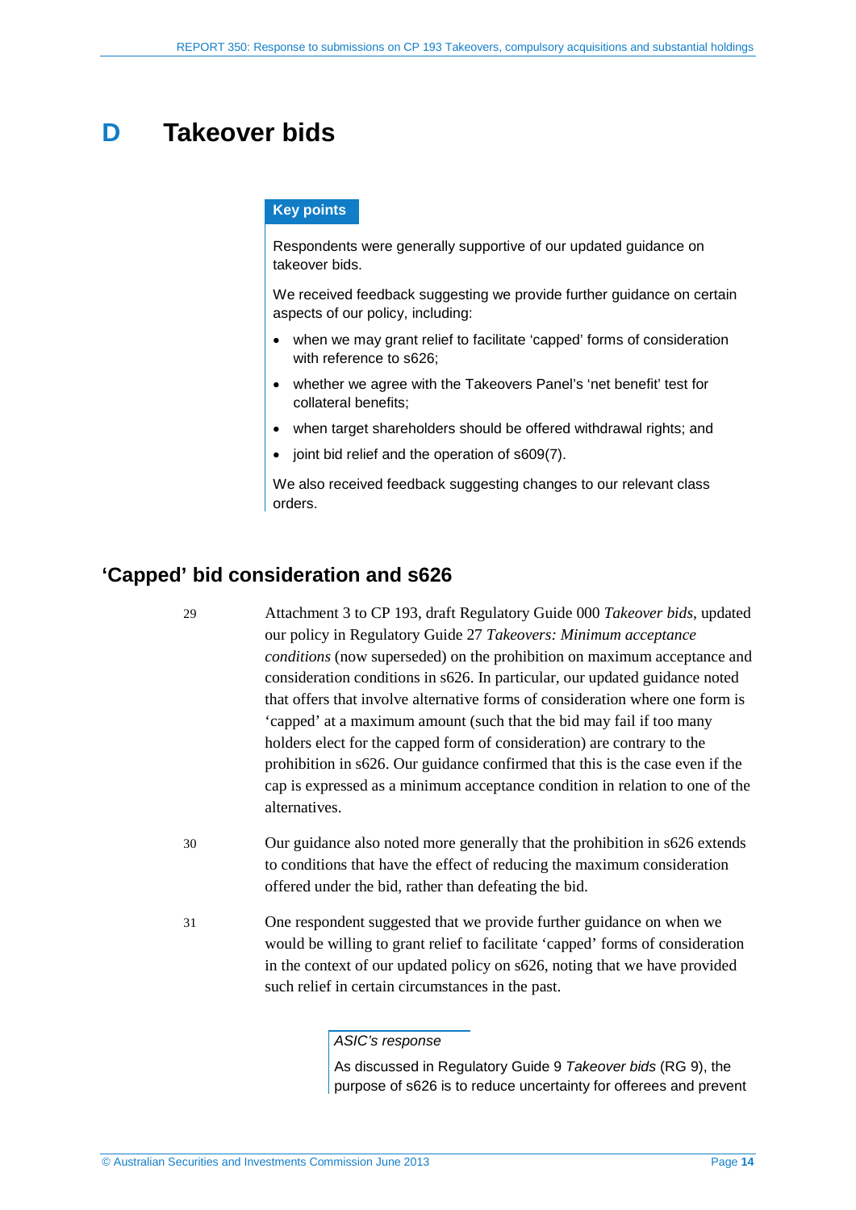# D Takeover bids

**Key points**

Respondents were generally supportive of our updated guidance on takeover bids.

We received feedback suggesting we provide further guidance on certain aspects of our policy, including:

- when we may grant relief to facilitate 'capped' forms of consideration with reference to s626;
- whether we agree with the Takeovers Panel's 'net benefit' test for collateral benefits;
- when target shareholders should be offered withdrawal rights; and
- joint bid relief and the operation of s609(7).

We also received feedback suggesting changes to our relevant class orders.

## 'Capped' bid consideration and s626

29 Attachment 3 to CP 193, draft Regulatory Guide 000 *Takeover bids*, updated our policy in Regulatory Guide 27 *Takeovers: Minimum acceptance conditions* (now superseded) on the prohibition on maximum acceptance and consideration conditions in s626. In particular, our updated guidance noted that offers that involve alternative forms of consideration where one form is 'capped' at a maximum amount (such that the bid may fail if too many holders elect for the capped form of consideration) are contrary to the prohibition in s626. Our guidance confirmed that this is the case even if the cap is expressed as a minimum acceptance condition in relation to one of the alternatives.

30 Our guidance also noted more generally that the prohibition in s626 extends to conditions that have the effect of reducing the maximum consideration offered under the bid, rather than defeating the bid.

31 One respondent suggested that we provide further guidance on when we would be willing to grant relief to facilitate 'capped' forms of consideration in the context of our updated policy on s626, noting that we have provided such relief in certain circumstances in the past.

*ASIC's response*

As discussed in Regulatory Guide 9 *Takeover bids* (RG 9), the purpose of s626 is to reduce uncertainty for offerees and prevent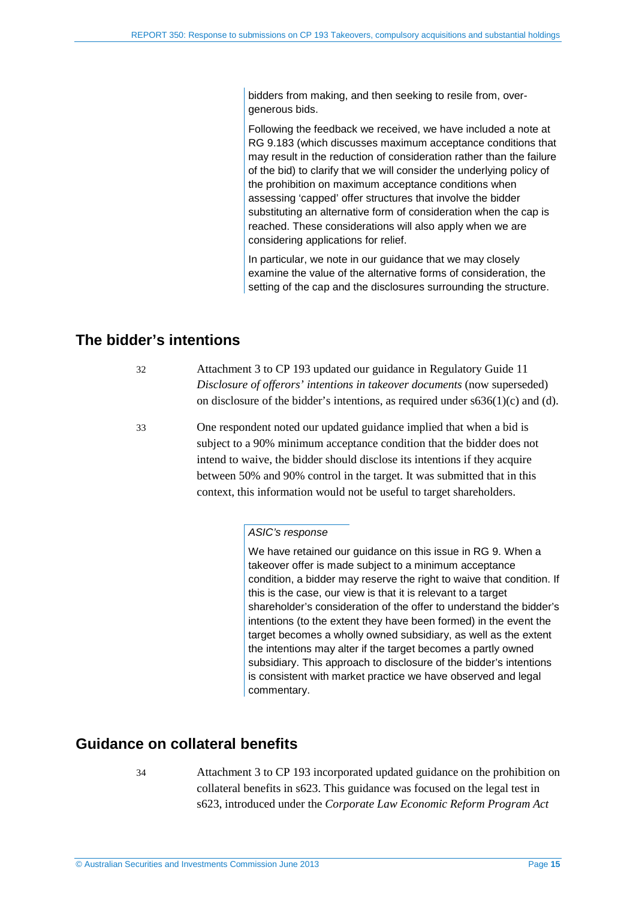bidders from making, and then seeking to resile from, over-generous bids.

Following the feedback we received, we have included a note at RG 9.183 (which discusses maximum acceptance conditions that may result in the reduction of consideration rather than the failure of the bid) to clarify that we will consider the underlying policy of the prohibition on maximum acceptance conditions when assessing 'capped' offer structures that involve the bidder substituting an alternative form of consideration when the cap is reached. These considerations will also apply when we are considering applications for relief.

In particular, we note in our guidance that we may closely examine the value of the alternative forms of consideration, the setting of the cap and the disclosures surrounding the structure.

## The bidder's intentions

32 Attachment 3 to CP 193 updated our guidance in Regulatory Guide 11 *Disclosure of offerors' intentions in takeover documents* (now superseded) on disclosure of the bidder's intentions, as required under s636(1)(c) and (d).

33 One respondent noted our updated guidance implied that when a bid is subject to a 90% minimum acceptance condition that the bidder does not intend to waive, the bidder should disclose its intentions if they acquire between 50% and 90% control in the target. It was submitted that in this context, this information would not be useful to target shareholders.

*ASIC's response*

We have retained our guidance on this issue in RG 9. When a takeover offer is made subject to a minimum acceptance condition, a bidder may reserve the right to waive that condition. If this is the case, our view is that it is relevant to a target shareholder's consideration of the offer to understand the bidder's intentions (to the extent they have been formed) in the event the target becomes a wholly owned subsidiary, as well as the extent the intentions may alter if the target becomes a partly owned subsidiary. This approach to disclosure of the bidder's intentions is consistent with market practice we have observed and legal commentary.

## Guidance on collateral benefits

34 Attachment 3 to CP 193 incorporated updated guidance on the prohibition on collateral benefits in s623. This guidance was focused on the legal test in s623, introduced under the *Corporate Law Economic Reform Program Act*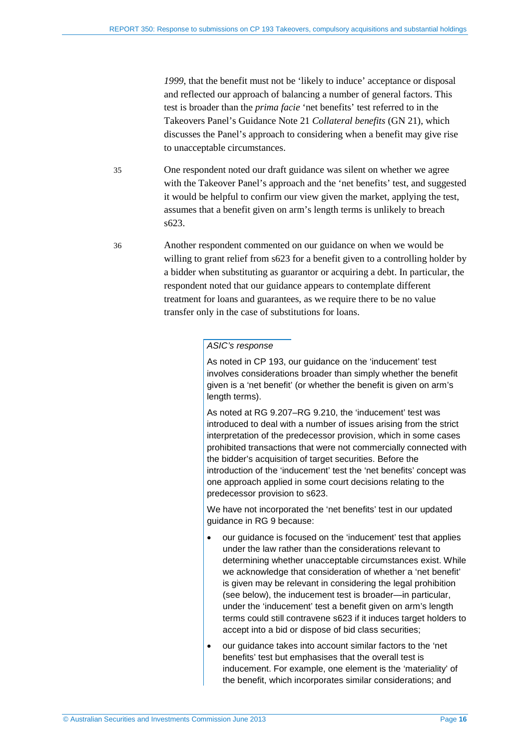*1999*, that the benefit must not be 'likely to induce' acceptance or disposal and reflected our approach of balancing a number of general factors. This test is broader than the *prima facie* 'net benefits' test referred to in the Takeovers Panel's Guidance Note 21 *Collateral benefits* (GN 21), which discusses the Panel's approach to considering when a benefit may give rise to unacceptable circumstances.

35 One respondent noted our draft guidance was silent on whether we agree with the Takeover Panel's approach and the 'net benefits' test, and suggested it would be helpful to confirm our view given the market, applying the test, assumes that a benefit given on arm's length terms is unlikely to breach s623.

36 Another respondent commented on our guidance on when we would be willing to grant relief from s623 for a benefit given to a controlling holder by a bidder when substituting as guarantor or acquiring a debt. In particular, the respondent noted that our guidance appears to contemplate different treatment for loans and guarantees, as we require there to be no value transfer only in the case of substitutions for loans.

*ASIC's response*

As noted in CP 193, our guidance on the 'inducement' test involves considerations broader than simply whether the benefit given is a 'net benefit' (or whether the benefit is given on arm's length terms).

As noted at RG 9.207–RG 9.210, the 'inducement' test was introduced to deal with a number of issues arising from the strict interpretation of the predecessor provision, which in some cases prohibited transactions that were not commercially connected with the bidder's acquisition of target securities. Before the introduction of the 'inducement' test the 'net benefits' concept was one approach applied in some court decisions relating to the predecessor provision to s623.

We have not incorporated the 'net benefits' test in our updated guidance in RG 9 because:

- our guidance is focused on the 'inducement' test that applies under the law rather than the considerations relevant to determining whether unacceptable circumstances exist. While we acknowledge that consideration of whether a 'net benefit' is given may be relevant in considering the legal prohibition (see below), the inducement test is broader—in particular, under the 'inducement' test a benefit given on arm's length terms could still contravene s623 if it induces target holders to accept into a bid or dispose of bid class securities;
- our guidance takes into account similar factors to the 'net benefits' test but emphasises that the overall test is inducement. For example, one element is the 'materiality' of the benefit, which incorporates similar considerations; and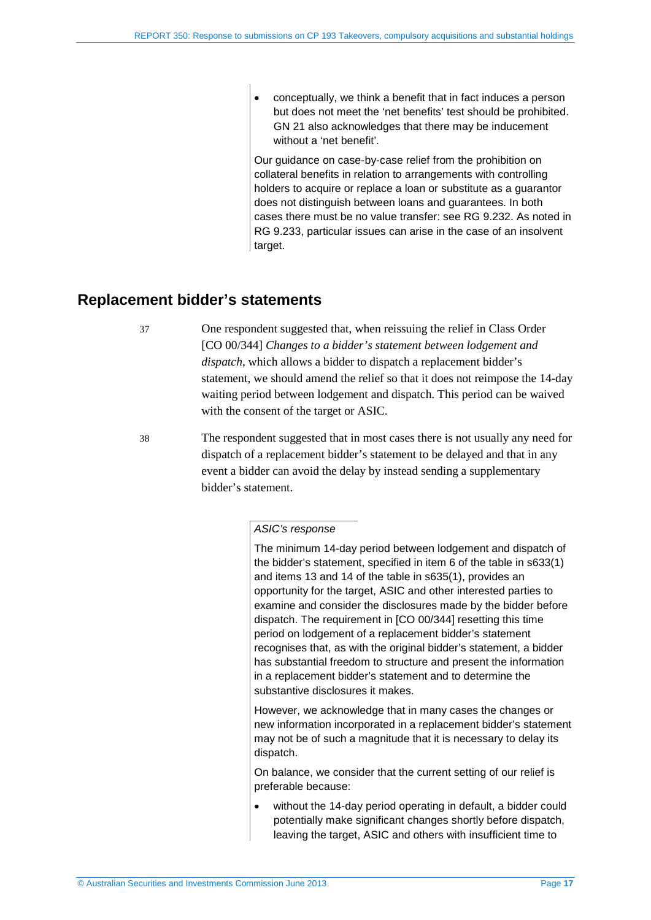- conceptually, we think a benefit that in fact induces a person but does not meet the 'net benefits' test should be prohibited. GN 21 also acknowledges that there may be inducement without a 'net benefit'.

Our guidance on case-by-case relief from the prohibition on collateral benefits in relation to arrangements with controlling holders to acquire or replace a loan or substitute as a guarantor does not distinguish between loans and guarantees. In both cases there must be no value transfer: see RG 9.232. As noted in RG 9.233, particular issues can arise in the case of an insolvent target.

## Replacement bidder's statements

37 One respondent suggested that, when reissuing the relief in Class Order [CO 00/344] *Changes to a bidder's statement between lodgement and dispatch*, which allows a bidder to dispatch a replacement bidder's statement, we should amend the relief so that it does not reimpose the 14-day waiting period between lodgement and dispatch. This period can be waived with the consent of the target or ASIC.

38 The respondent suggested that in most cases there is not usually any need for dispatch of a replacement bidder's statement to be delayed and that in any event a bidder can avoid the delay by instead sending a supplementary bidder's statement.

*ASIC's response*

The minimum 14-day period between lodgement and dispatch of the bidder's statement, specified in item 6 of the table in s633(1) and items 13 and 14 of the table in s635(1), provides an opportunity for the target, ASIC and other interested parties to examine and consider the disclosures made by the bidder before dispatch. The requirement in [CO 00/344] resetting this time period on lodgement of a replacement bidder's statement recognises that, as with the original bidder's statement, a bidder has substantial freedom to structure and present the information in a replacement bidder's statement and to determine the substantive disclosures it makes.

However, we acknowledge that in many cases the changes or new information incorporated in a replacement bidder's statement may not be of such a magnitude that it is necessary to delay its dispatch.

On balance, we consider that the current setting of our relief is preferable because:

- without the 14-day period operating in default, a bidder could potentially make significant changes shortly before dispatch, leaving the target, ASIC and others with insufficient time to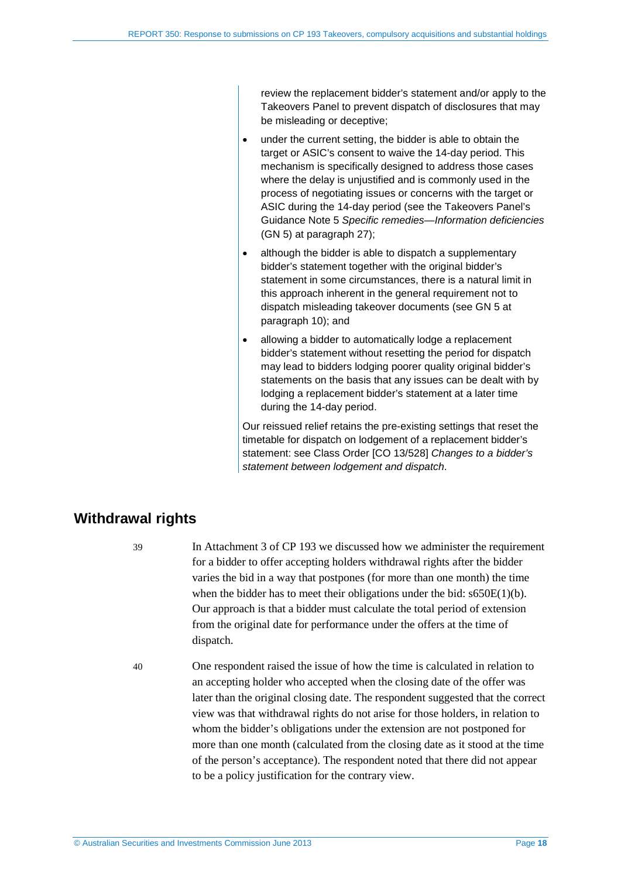review the replacement bidder's statement and/or apply to the Takeovers Panel to prevent dispatch of disclosures that may be misleading or deceptive;

- under the current setting, the bidder is able to obtain the target or ASIC's consent to waive the 14-day period. This mechanism is specifically designed to address those cases where the delay is unjustified and is commonly used in the process of negotiating issues or concerns with the target or ASIC during the 14-day period (see the Takeovers Panel's Guidance Note 5 *Specific remedies—Information deficiencies* (GN 5) at paragraph 27);
- although the bidder is able to dispatch a supplementary bidder's statement together with the original bidder's statement in some circumstances, there is a natural limit in this approach inherent in the general requirement not to dispatch misleading takeover documents (see GN 5 at paragraph 10); and
- allowing a bidder to automatically lodge a replacement bidder's statement without resetting the period for dispatch may lead to bidders lodging poorer quality original bidder's statements on the basis that any issues can be dealt with by lodging a replacement bidder's statement at a later time during the 14-day period.

Our reissued relief retains the pre-existing settings that reset the timetable for dispatch on lodgement of a replacement bidder's statement: see Class Order [CO 13/528] *Changes to a bidder's statement between lodgement and dispatch*.

## Withdrawal rights

39 In Attachment 3 of CP 193 we discussed how we administer the requirement for a bidder to offer accepting holders withdrawal rights after the bidder varies the bid in a way that postpones (for more than one month) the time when the bidder has to meet their obligations under the bid: s650E(1)(b). Our approach is that a bidder must calculate the total period of extension from the original date for performance under the offers at the time of dispatch.

40 One respondent raised the issue of how the time is calculated in relation to an accepting holder who accepted when the closing date of the offer was later than the original closing date. The respondent suggested that the correct view was that withdrawal rights do not arise for those holders, in relation to whom the bidder's obligations under the extension are not postponed for more than one month (calculated from the closing date as it stood at the time of the person's acceptance). The respondent noted that there did not appear to be a policy justification for the contrary view.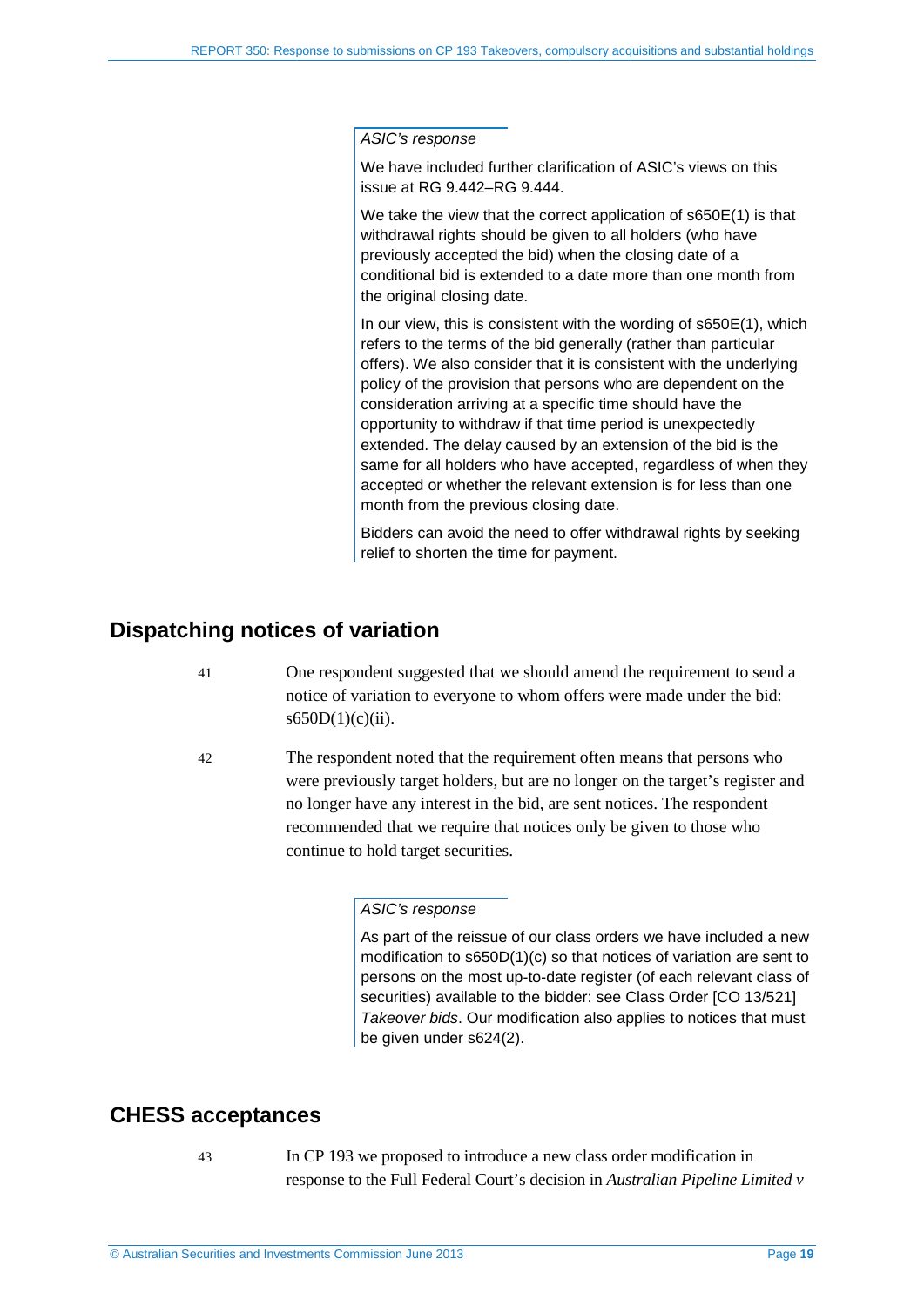*ASIC's response*

We have included further clarification of ASIC's views on this issue at RG 9.442–RG 9.444.

We take the view that the correct application of s650E(1) is that withdrawal rights should be given to all holders (who have previously accepted the bid) when the closing date of a conditional bid is extended to a date more than one month from the original closing date.

In our view, this is consistent with the wording of s650E(1), which refers to the terms of the bid generally (rather than particular offers). We also consider that it is consistent with the underlying policy of the provision that persons who are dependent on the consideration arriving at a specific time should have the opportunity to withdraw if that time period is unexpectedly extended. The delay caused by an extension of the bid is the same for all holders who have accepted, regardless of when they accepted or whether the relevant extension is for less than one month from the previous closing date.

Bidders can avoid the need to offer withdrawal rights by seeking relief to shorten the time for payment.

## Dispatching notices of variation

41 One respondent suggested that we should amend the requirement to send a notice of variation to everyone to whom offers were made under the bid: s650D(1)(c)(ii).

42 The respondent noted that the requirement often means that persons who were previously target holders, but are no longer on the target's register and no longer have any interest in the bid, are sent notices. The respondent recommended that we require that notices only be given to those who continue to hold target securities.

*ASIC's response*

As part of the reissue of our class orders we have included a new modification to s650D(1)(c) so that notices of variation are sent to persons on the most up-to-date register (of each relevant class of securities) available to the bidder: see Class Order [CO 13/521] *Takeover bids*. Our modification also applies to notices that must be given under s624(2).

## CHESS acceptances

43 In CP 193 we proposed to introduce a new class order modification in response to the Full Federal Court's decision in *Australian Pipeline Limited v*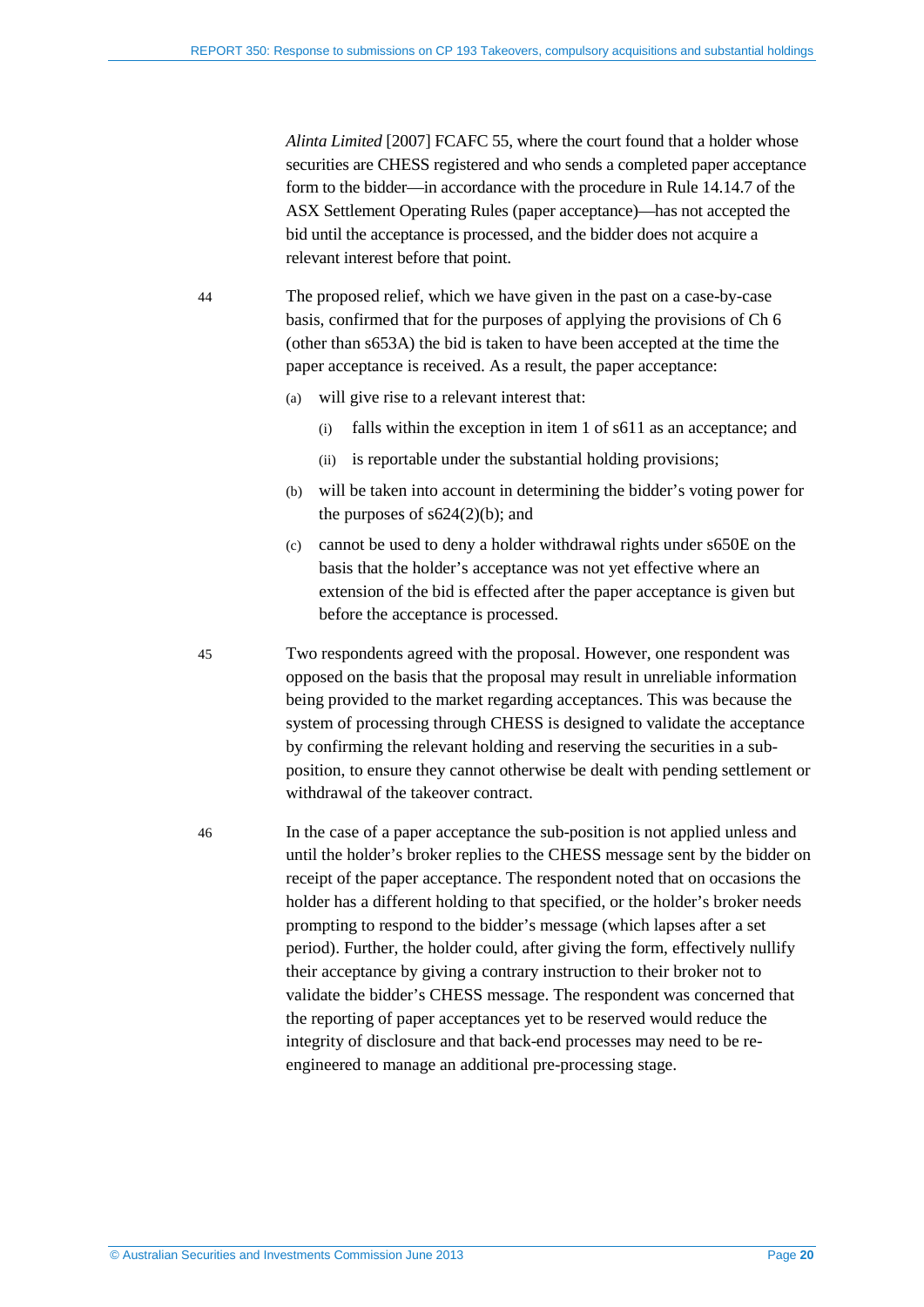*Alinta Limited* [2007] FCAFC 55, where the court found that a holder whose securities are CHESS registered and who sends a completed paper acceptance form to the bidder—in accordance with the procedure in Rule 14.14.7 of the ASX Settlement Operating Rules (paper acceptance)—has not accepted the bid until the acceptance is processed, and the bidder does not acquire a relevant interest before that point.

44 The proposed relief, which we have given in the past on a case-by-case basis, confirmed that for the purposes of applying the provisions of Ch 6 (other than s653A) the bid is taken to have been accepted at the time the paper acceptance is received. As a result, the paper acceptance:

(a) will give rise to a relevant interest that:

  (i) falls within the exception in item 1 of s611 as an acceptance; and

  (ii) is reportable under the substantial holding provisions;

(b) will be taken into account in determining the bidder's voting power for the purposes of s624(2)(b); and

(c) cannot be used to deny a holder withdrawal rights under s650E on the basis that the holder's acceptance was not yet effective where an extension of the bid is effected after the paper acceptance is given but before the acceptance is processed.

45 Two respondents agreed with the proposal. However, one respondent was opposed on the basis that the proposal may result in unreliable information being provided to the market regarding acceptances. This was because the system of processing through CHESS is designed to validate the acceptance by confirming the relevant holding and reserving the securities in a sub-position, to ensure they cannot otherwise be dealt with pending settlement or withdrawal of the takeover contract.

46 In the case of a paper acceptance the sub-position is not applied unless and until the holder's broker replies to the CHESS message sent by the bidder on receipt of the paper acceptance. The respondent noted that on occasions the holder has a different holding to that specified, or the holder's broker needs prompting to respond to the bidder's message (which lapses after a set period). Further, the holder could, after giving the form, effectively nullify their acceptance by giving a contrary instruction to their broker not to validate the bidder's CHESS message. The respondent was concerned that the reporting of paper acceptances yet to be reserved would reduce the integrity of disclosure and that back-end processes may need to be re-engineered to manage an additional pre-processing stage.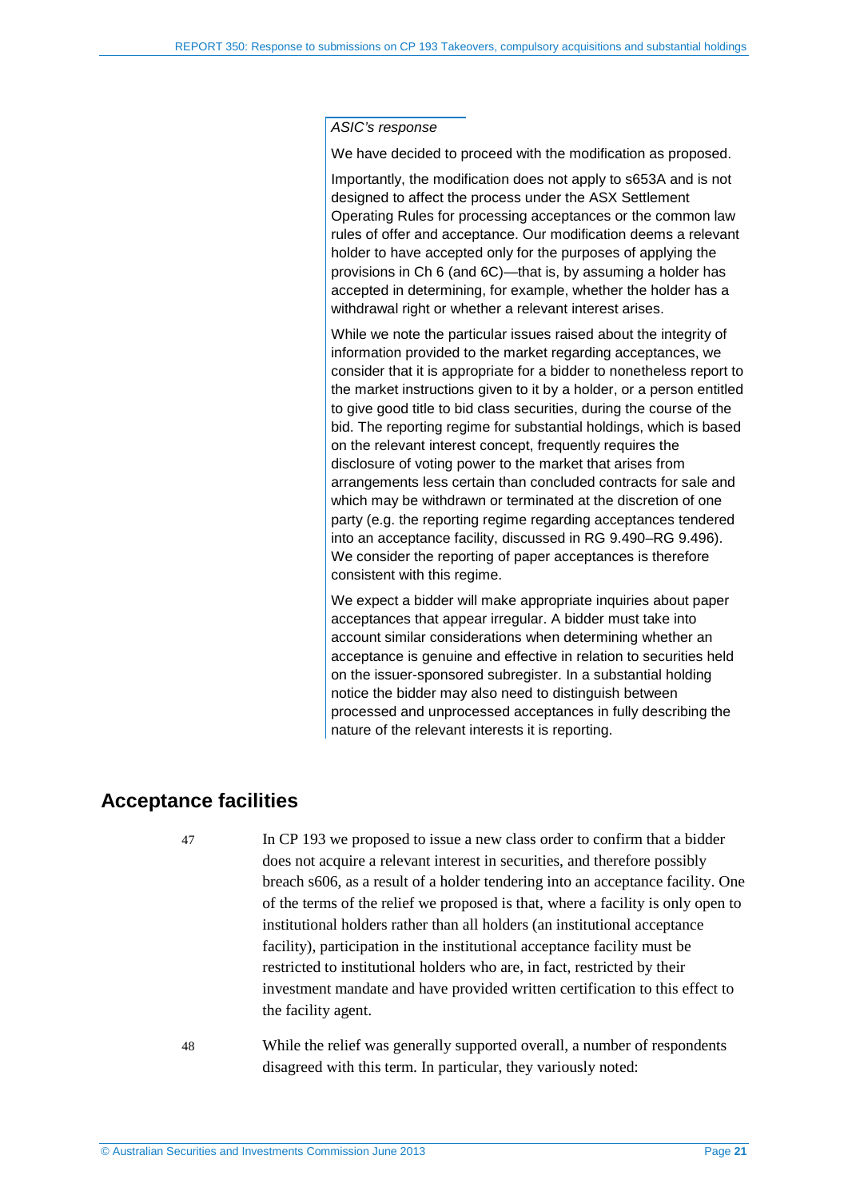*ASIC's response*

We have decided to proceed with the modification as proposed.

Importantly, the modification does not apply to s653A and is not designed to affect the process under the ASX Settlement Operating Rules for processing acceptances or the common law rules of offer and acceptance. Our modification deems a relevant holder to have accepted only for the purposes of applying the provisions in Ch 6 (and 6C)—that is, by assuming a holder has accepted in determining, for example, whether the holder has a withdrawal right or whether a relevant interest arises.

While we note the particular issues raised about the integrity of information provided to the market regarding acceptances, we consider that it is appropriate for a bidder to nonetheless report to the market instructions given to it by a holder, or a person entitled to give good title to bid class securities, during the course of the bid. The reporting regime for substantial holdings, which is based on the relevant interest concept, frequently requires the disclosure of voting power to the market that arises from arrangements less certain than concluded contracts for sale and which may be withdrawn or terminated at the discretion of one party (e.g. the reporting regime regarding acceptances tendered into an acceptance facility, discussed in RG 9.490–RG 9.496). We consider the reporting of paper acceptances is therefore consistent with this regime.

We expect a bidder will make appropriate inquiries about paper acceptances that appear irregular. A bidder must take into account similar considerations when determining whether an acceptance is genuine and effective in relation to securities held on the issuer-sponsored subregister. In a substantial holding notice the bidder may also need to distinguish between processed and unprocessed acceptances in fully describing the nature of the relevant interests it is reporting.

## Acceptance facilities

47 In CP 193 we proposed to issue a new class order to confirm that a bidder does not acquire a relevant interest in securities, and therefore possibly breach s606, as a result of a holder tendering into an acceptance facility. One of the terms of the relief we proposed is that, where a facility is only open to institutional holders rather than all holders (an institutional acceptance facility), participation in the institutional acceptance facility must be restricted to institutional holders who are, in fact, restricted by their investment mandate and have provided written certification to this effect to the facility agent.

48 While the relief was generally supported overall, a number of respondents disagreed with this term. In particular, they variously noted: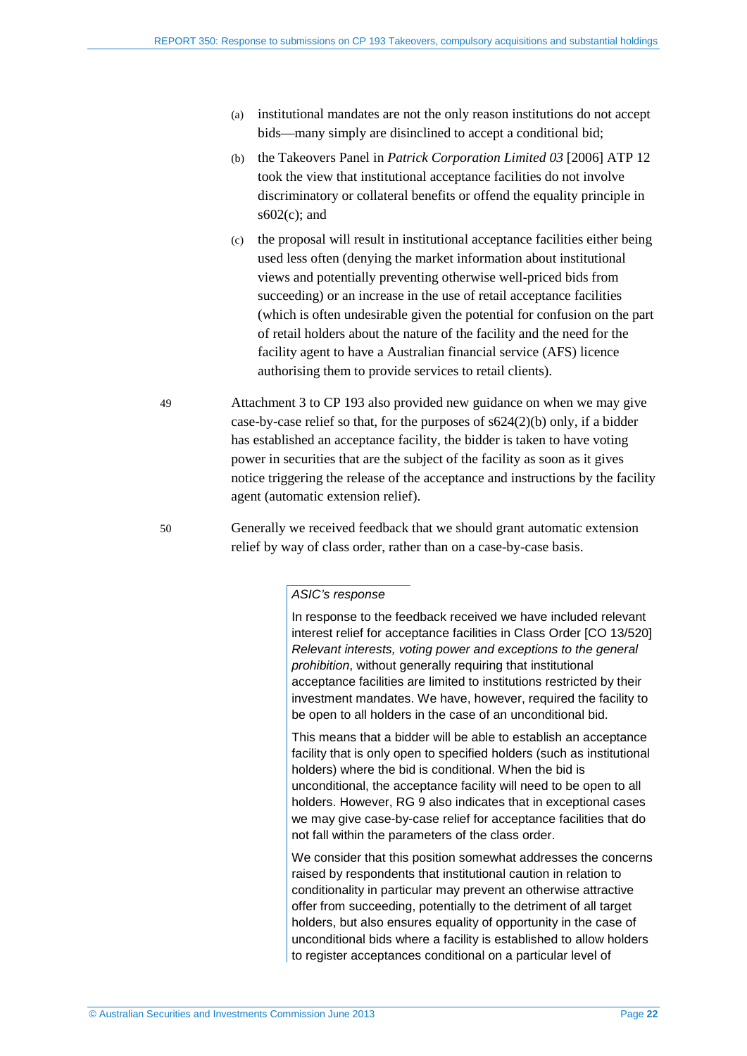(a) institutional mandates are not the only reason institutions do not accept bids—many simply are disinclined to accept a conditional bid;

(b) the Takeovers Panel in *Patrick Corporation Limited 03* [2006] ATP 12 took the view that institutional acceptance facilities do not involve discriminatory or collateral benefits or offend the equality principle in s602(c); and

(c) the proposal will result in institutional acceptance facilities either being used less often (denying the market information about institutional views and potentially preventing otherwise well-priced bids from succeeding) or an increase in the use of retail acceptance facilities (which is often undesirable given the potential for confusion on the part of retail holders about the nature of the facility and the need for the facility agent to have a Australian financial service (AFS) licence authorising them to provide services to retail clients).

49 Attachment 3 to CP 193 also provided new guidance on when we may give case-by-case relief so that, for the purposes of s624(2)(b) only, if a bidder has established an acceptance facility, the bidder is taken to have voting power in securities that are the subject of the facility as soon as it gives notice triggering the release of the acceptance and instructions by the facility agent (automatic extension relief).

50 Generally we received feedback that we should grant automatic extension relief by way of class order, rather than on a case-by-case basis.

> *ASIC's response*
>
> In response to the feedback received we have included relevant interest relief for acceptance facilities in Class Order [CO 13/520] *Relevant interests, voting power and exceptions to the general prohibition*, without generally requiring that institutional acceptance facilities are limited to institutions restricted by their investment mandates. We have, however, required the facility to be open to all holders in the case of an unconditional bid.
>
> This means that a bidder will be able to establish an acceptance facility that is only open to specified holders (such as institutional holders) where the bid is conditional. When the bid is unconditional, the acceptance facility will need to be open to all holders. However, RG 9 also indicates that in exceptional cases we may give case-by-case relief for acceptance facilities that do not fall within the parameters of the class order.
>
> We consider that this position somewhat addresses the concerns raised by respondents that institutional caution in relation to conditionality in particular may prevent an otherwise attractive offer from succeeding, potentially to the detriment of all target holders, but also ensures equality of opportunity in the case of unconditional bids where a facility is established to allow holders to register acceptances conditional on a particular level of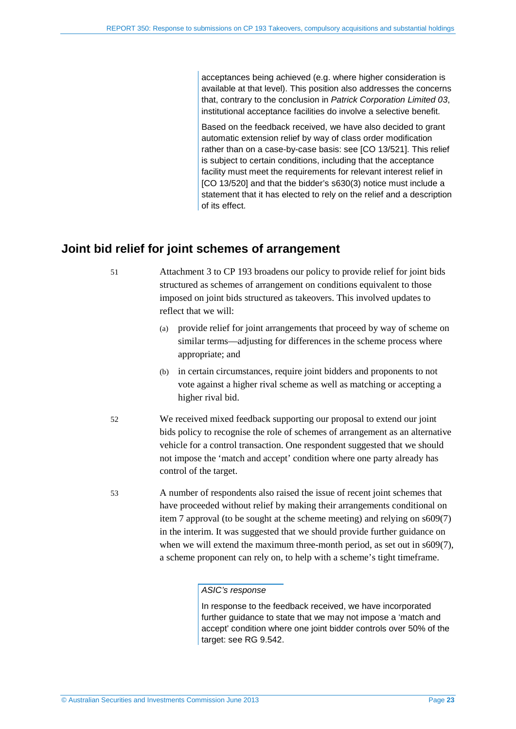acceptances being achieved (e.g. where higher consideration is available at that level). This position also addresses the concerns that, contrary to the conclusion in *Patrick Corporation Limited 03*, institutional acceptance facilities do involve a selective benefit.

Based on the feedback received, we have also decided to grant automatic extension relief by way of class order modification rather than on a case-by-case basis: see [CO 13/521]. This relief is subject to certain conditions, including that the acceptance facility must meet the requirements for relevant interest relief in [CO 13/520] and that the bidder's s630(3) notice must include a statement that it has elected to rely on the relief and a description of its effect.

## Joint bid relief for joint schemes of arrangement

51 Attachment 3 to CP 193 broadens our policy to provide relief for joint bids structured as schemes of arrangement on conditions equivalent to those imposed on joint bids structured as takeovers. This involved updates to reflect that we will:

(a) provide relief for joint arrangements that proceed by way of scheme on similar terms—adjusting for differences in the scheme process where appropriate; and

(b) in certain circumstances, require joint bidders and proponents to not vote against a higher rival scheme as well as matching or accepting a higher rival bid.

52 We received mixed feedback supporting our proposal to extend our joint bids policy to recognise the role of schemes of arrangement as an alternative vehicle for a control transaction. One respondent suggested that we should not impose the 'match and accept' condition where one party already has control of the target.

53 A number of respondents also raised the issue of recent joint schemes that have proceeded without relief by making their arrangements conditional on item 7 approval (to be sought at the scheme meeting) and relying on s609(7) in the interim. It was suggested that we should provide further guidance on when we will extend the maximum three-month period, as set out in s609(7), a scheme proponent can rely on, to help with a scheme's tight timeframe.

*ASIC's response*

In response to the feedback received, we have incorporated further guidance to state that we may not impose a 'match and accept' condition where one joint bidder controls over 50% of the target: see RG 9.542.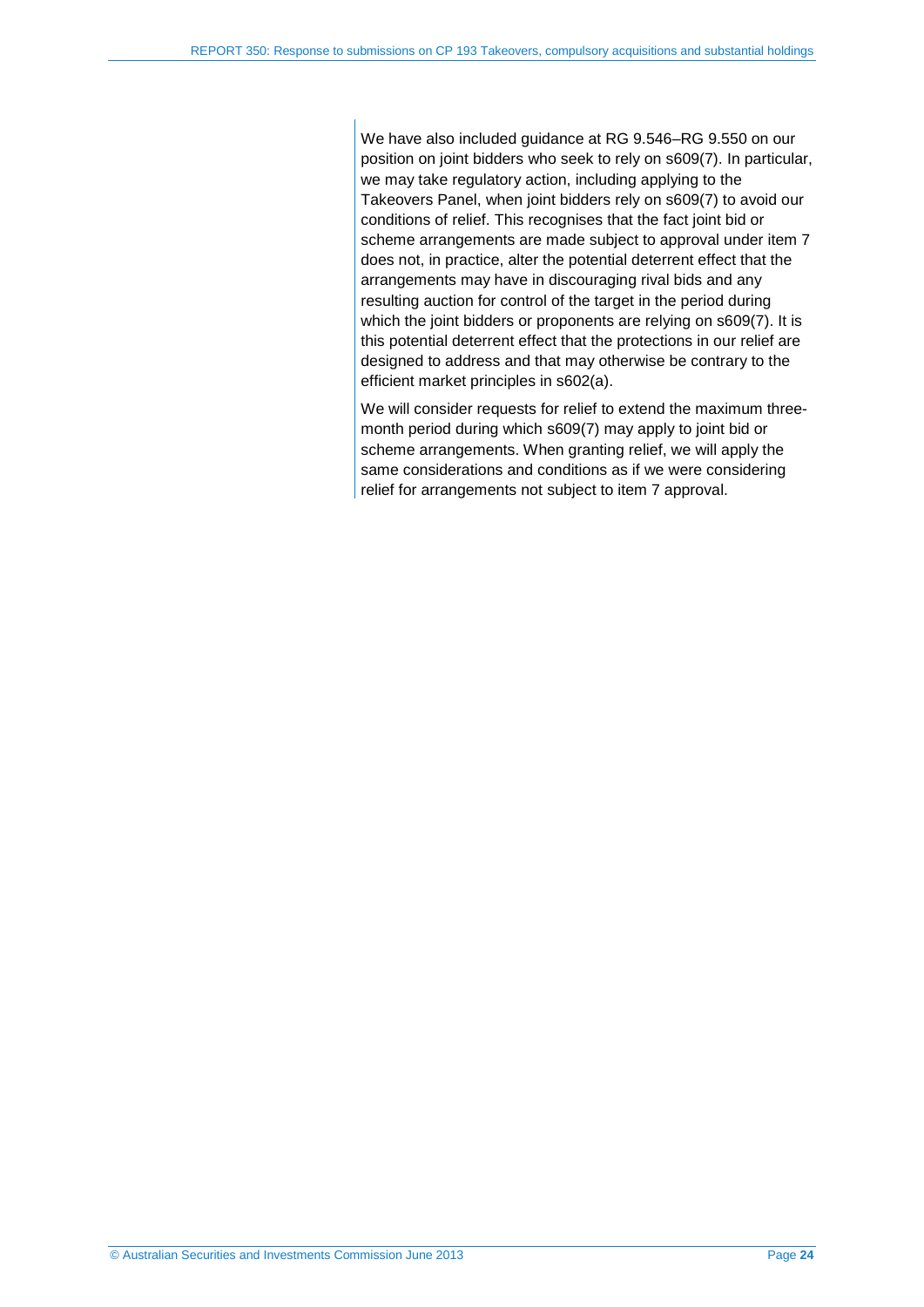We have also included guidance at RG 9.546–RG 9.550 on our position on joint bidders who seek to rely on s609(7). In particular, we may take regulatory action, including applying to the Takeovers Panel, when joint bidders rely on s609(7) to avoid our conditions of relief. This recognises that the fact joint bid or scheme arrangements are made subject to approval under item 7 does not, in practice, alter the potential deterrent effect that the arrangements may have in discouraging rival bids and any resulting auction for control of the target in the period during which the joint bidders or proponents are relying on s609(7). It is this potential deterrent effect that the protections in our relief are designed to address and that may otherwise be contrary to the efficient market principles in s602(a).

We will consider requests for relief to extend the maximum three-month period during which s609(7) may apply to joint bid or scheme arrangements. When granting relief, we will apply the same considerations and conditions as if we were considering relief for arrangements not subject to item 7 approval.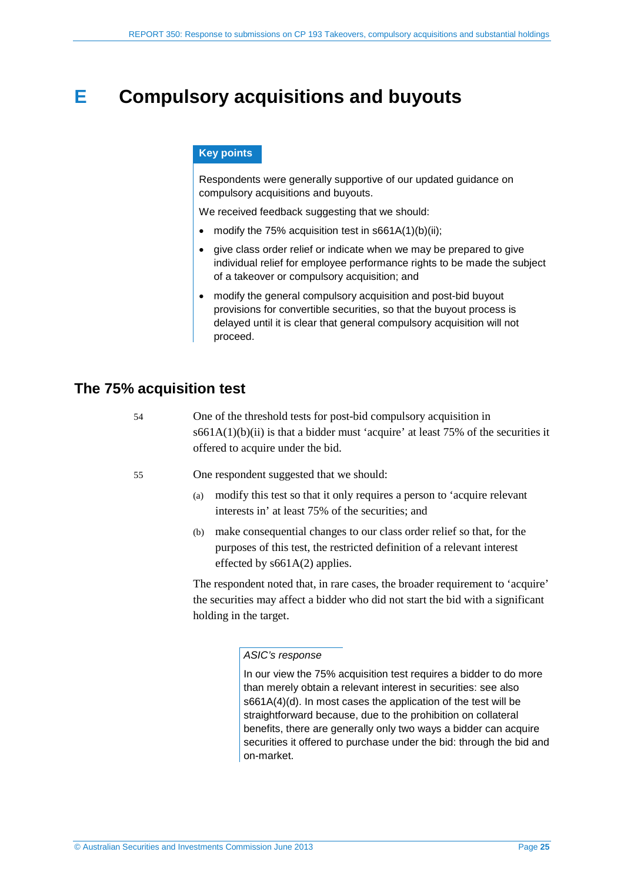# E Compulsory acquisitions and buyouts

**Key points**

Respondents were generally supportive of our updated guidance on compulsory acquisitions and buyouts.

We received feedback suggesting that we should:

- modify the 75% acquisition test in s661A(1)(b)(ii);
- give class order relief or indicate when we may be prepared to give individual relief for employee performance rights to be made the subject of a takeover or compulsory acquisition; and
- modify the general compulsory acquisition and post-bid buyout provisions for convertible securities, so that the buyout process is delayed until it is clear that general compulsory acquisition will not proceed.

## The 75% acquisition test

54 One of the threshold tests for post-bid compulsory acquisition in s661A(1)(b)(ii) is that a bidder must 'acquire' at least 75% of the securities it offered to acquire under the bid.

55 One respondent suggested that we should:

(a) modify this test so that it only requires a person to 'acquire relevant interests in' at least 75% of the securities; and

(b) make consequential changes to our class order relief so that, for the purposes of this test, the restricted definition of a relevant interest effected by s661A(2) applies.

The respondent noted that, in rare cases, the broader requirement to 'acquire' the securities may affect a bidder who did not start the bid with a significant holding in the target.

*ASIC's response*

In our view the 75% acquisition test requires a bidder to do more than merely obtain a relevant interest in securities: see also s661A(4)(d). In most cases the application of the test will be straightforward because, due to the prohibition on collateral benefits, there are generally only two ways a bidder can acquire securities it offered to purchase under the bid: through the bid and on-market.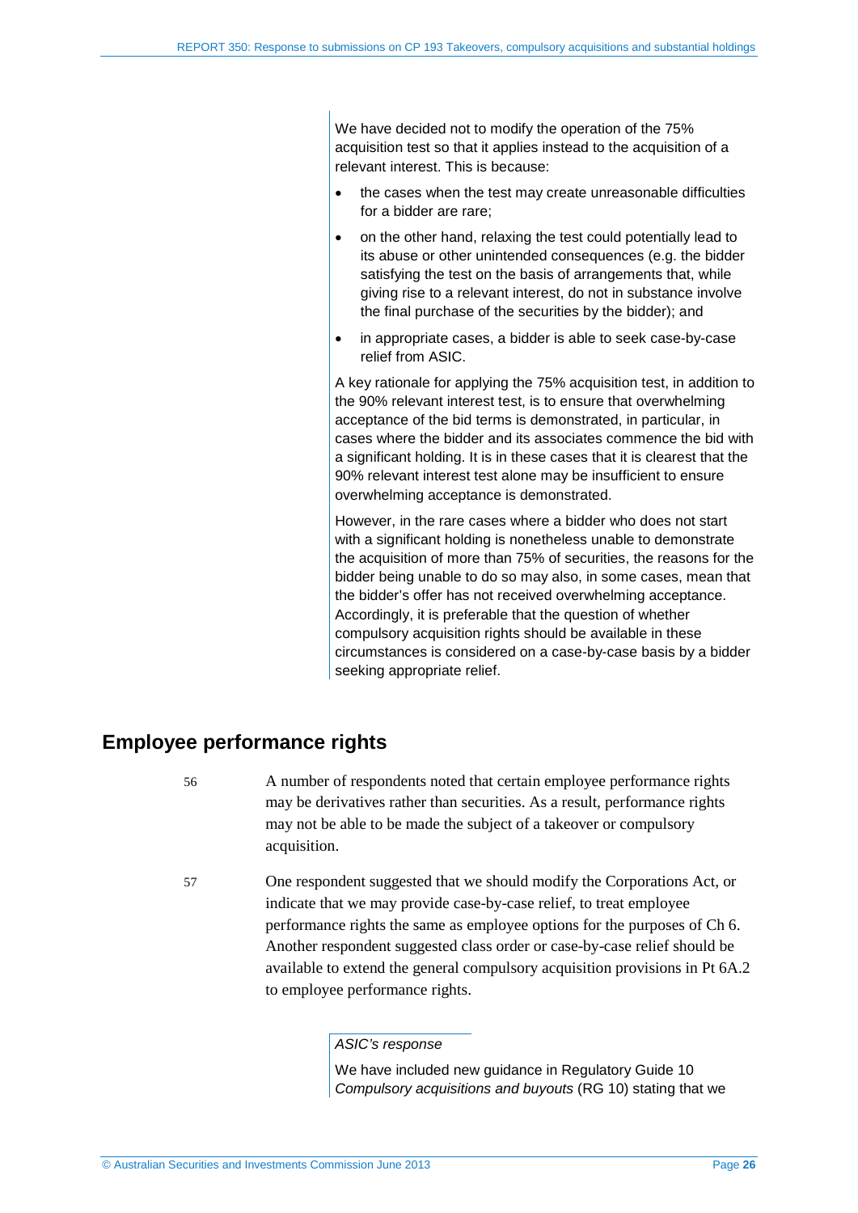We have decided not to modify the operation of the 75% acquisition test so that it applies instead to the acquisition of a relevant interest. This is because:

- the cases when the test may create unreasonable difficulties for a bidder are rare;
- on the other hand, relaxing the test could potentially lead to its abuse or other unintended consequences (e.g. the bidder satisfying the test on the basis of arrangements that, while giving rise to a relevant interest, do not in substance involve the final purchase of the securities by the bidder); and
- in appropriate cases, a bidder is able to seek case-by-case relief from ASIC.

A key rationale for applying the 75% acquisition test, in addition to the 90% relevant interest test, is to ensure that overwhelming acceptance of the bid terms is demonstrated, in particular, in cases where the bidder and its associates commence the bid with a significant holding. It is in these cases that it is clearest that the 90% relevant interest test alone may be insufficient to ensure overwhelming acceptance is demonstrated.

However, in the rare cases where a bidder who does not start with a significant holding is nonetheless unable to demonstrate the acquisition of more than 75% of securities, the reasons for the bidder being unable to do so may also, in some cases, mean that the bidder's offer has not received overwhelming acceptance. Accordingly, it is preferable that the question of whether compulsory acquisition rights should be available in these circumstances is considered on a case-by-case basis by a bidder seeking appropriate relief.

## Employee performance rights

56 A number of respondents noted that certain employee performance rights may be derivatives rather than securities. As a result, performance rights may not be able to be made the subject of a takeover or compulsory acquisition.

57 One respondent suggested that we should modify the Corporations Act, or indicate that we may provide case-by-case relief, to treat employee performance rights the same as employee options for the purposes of Ch 6. Another respondent suggested class order or case-by-case relief should be available to extend the general compulsory acquisition provisions in Pt 6A.2 to employee performance rights.

*ASIC's response*

We have included new guidance in Regulatory Guide 10 *Compulsory acquisitions and buyouts* (RG 10) stating that we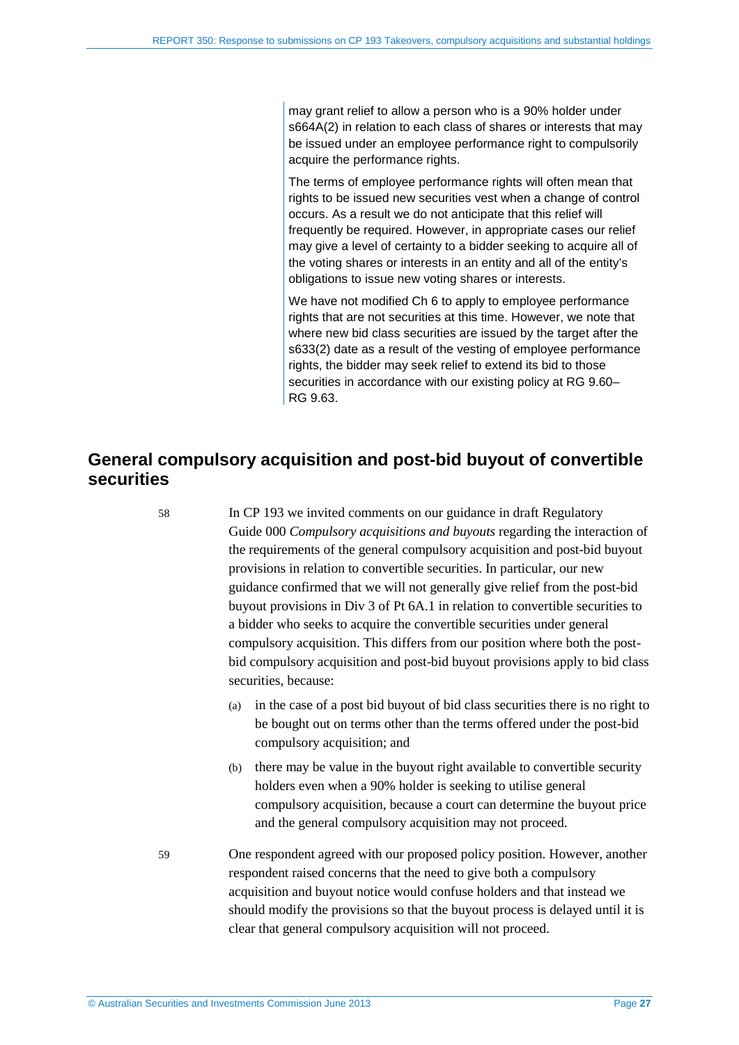may grant relief to allow a person who is a 90% holder under s664A(2) in relation to each class of shares or interests that may be issued under an employee performance right to compulsorily acquire the performance rights.

The terms of employee performance rights will often mean that rights to be issued new securities vest when a change of control occurs. As a result we do not anticipate that this relief will frequently be required. However, in appropriate cases our relief may give a level of certainty to a bidder seeking to acquire all of the voting shares or interests in an entity and all of the entity's obligations to issue new voting shares or interests.

We have not modified Ch 6 to apply to employee performance rights that are not securities at this time. However, we note that where new bid class securities are issued by the target after the s633(2) date as a result of the vesting of employee performance rights, the bidder may seek relief to extend its bid to those securities in accordance with our existing policy at RG 9.60–RG 9.63.

## General compulsory acquisition and post-bid buyout of convertible securities

58 In CP 193 we invited comments on our guidance in draft Regulatory Guide 000 *Compulsory acquisitions and buyouts* regarding the interaction of the requirements of the general compulsory acquisition and post-bid buyout provisions in relation to convertible securities. In particular, our new guidance confirmed that we will not generally give relief from the post-bid buyout provisions in Div 3 of Pt 6A.1 in relation to convertible securities to a bidder who seeks to acquire the convertible securities under general compulsory acquisition. This differs from our position where both the post-bid compulsory acquisition and post-bid buyout provisions apply to bid class securities, because:

(a) in the case of a post bid buyout of bid class securities there is no right to be bought out on terms other than the terms offered under the post-bid compulsory acquisition; and

(b) there may be value in the buyout right available to convertible security holders even when a 90% holder is seeking to utilise general compulsory acquisition, because a court can determine the buyout price and the general compulsory acquisition may not proceed.

59 One respondent agreed with our proposed policy position. However, another respondent raised concerns that the need to give both a compulsory acquisition and buyout notice would confuse holders and that instead we should modify the provisions so that the buyout process is delayed until it is clear that general compulsory acquisition will not proceed.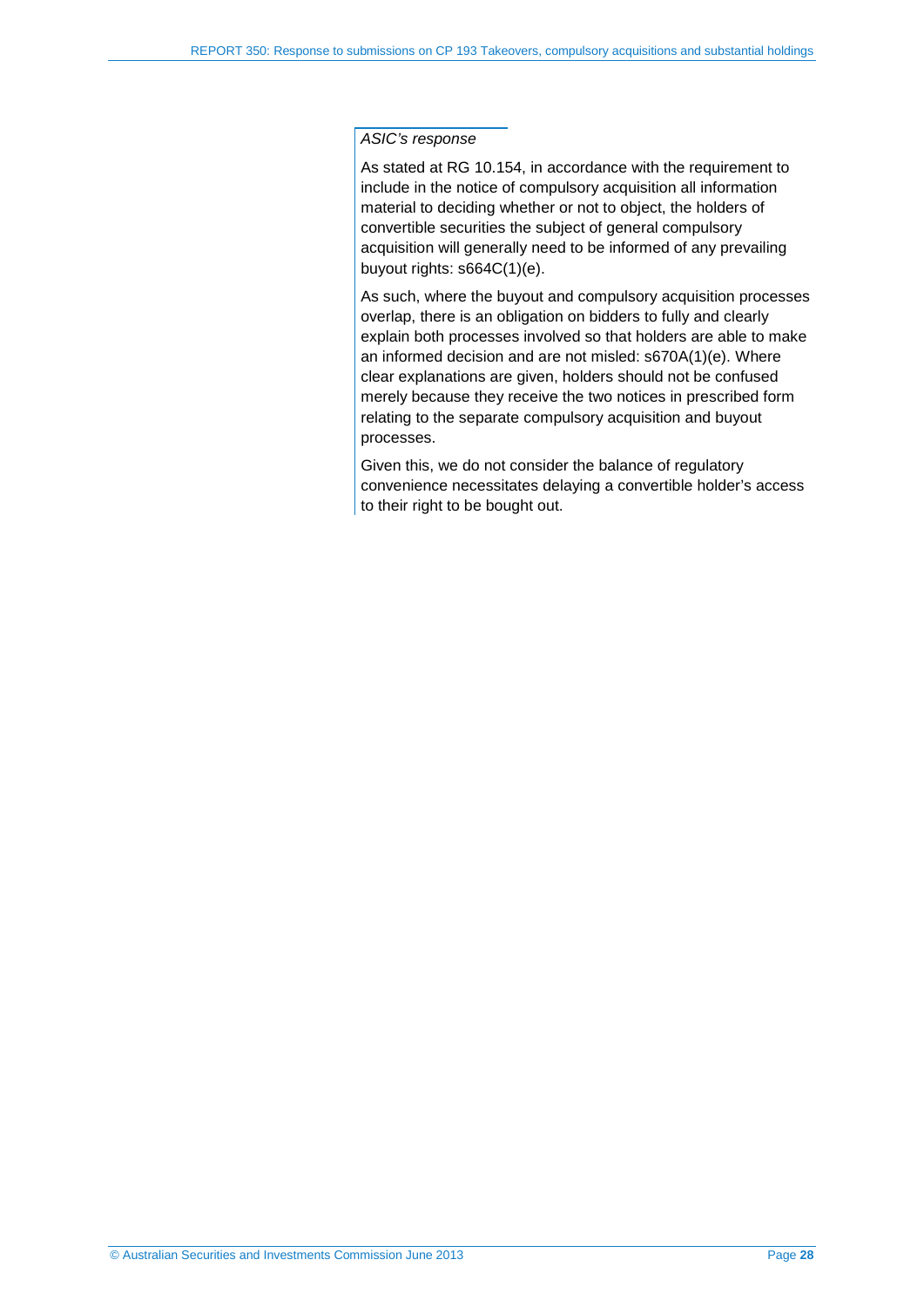*ASIC's response*

As stated at RG 10.154, in accordance with the requirement to include in the notice of compulsory acquisition all information material to deciding whether or not to object, the holders of convertible securities the subject of general compulsory acquisition will generally need to be informed of any prevailing buyout rights: s664C(1)(e).

As such, where the buyout and compulsory acquisition processes overlap, there is an obligation on bidders to fully and clearly explain both processes involved so that holders are able to make an informed decision and are not misled: s670A(1)(e). Where clear explanations are given, holders should not be confused merely because they receive the two notices in prescribed form relating to the separate compulsory acquisition and buyout processes.

Given this, we do not consider the balance of regulatory convenience necessitates delaying a convertible holder's access to their right to be bought out.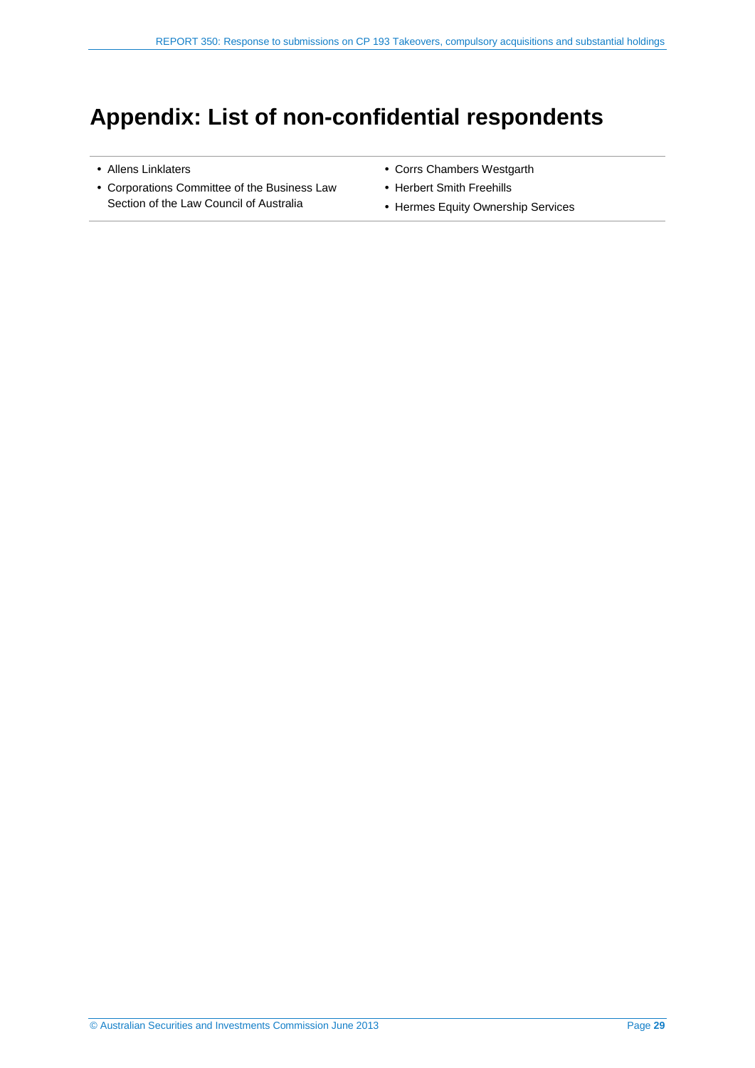# Appendix: List of non-confidential respondents

- Allens Linklaters
- Corporations Committee of the Business Law Section of the Law Council of Australia
- Corrs Chambers Westgarth
- Herbert Smith Freehills
- Hermes Equity Ownership Services